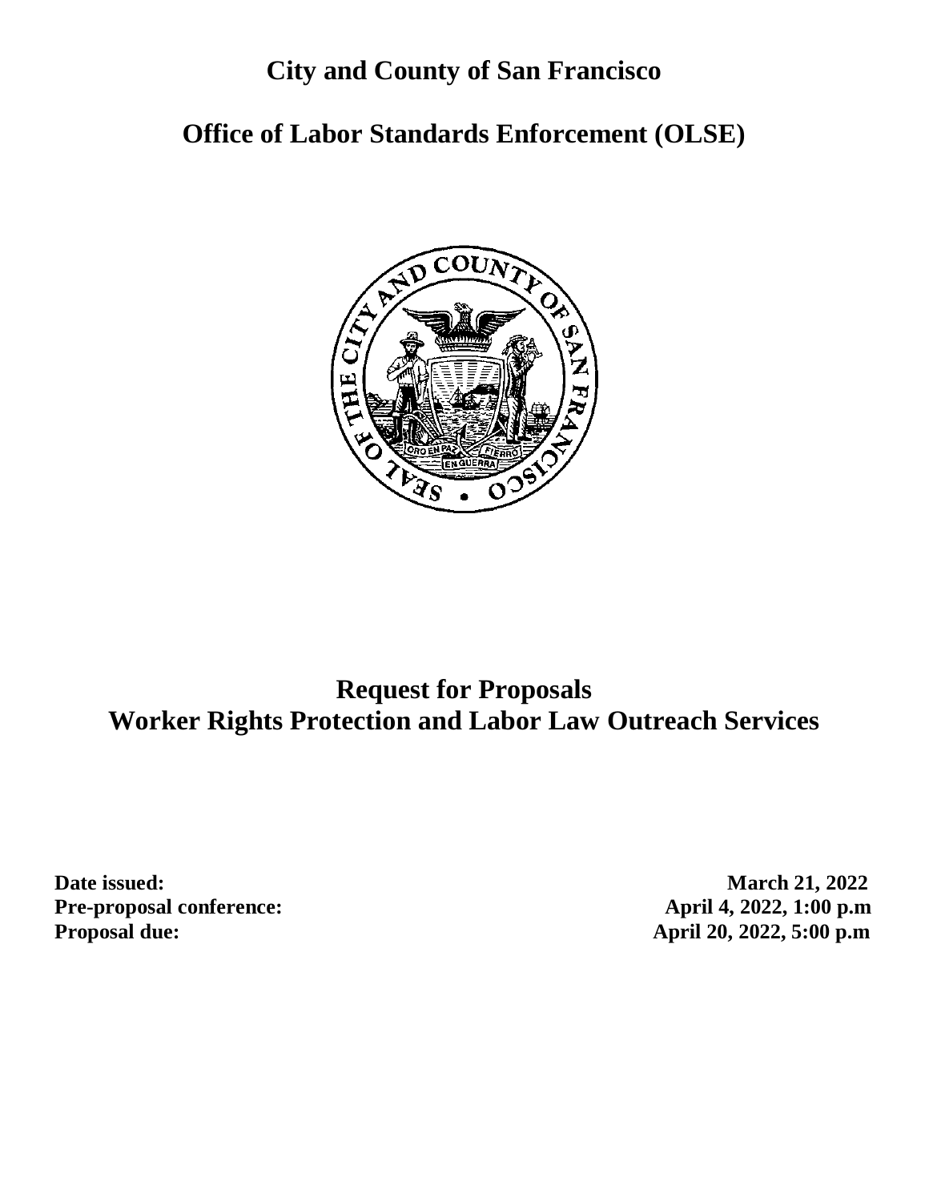# City and County of San Francisco

## Office of Labor Standards Enforcement (OLSE)

# Request for Proposals
# Worker Rights Protection and Labor Law Outreach Services

| | |
|---|---|
| **Date issued:** | **March 21, 2022** |
| **Pre-proposal conference:** | **April 4, 2022, 1:00 p.m** |
| **Proposal due:** | **April 20, 2022, 5:00 p.m** |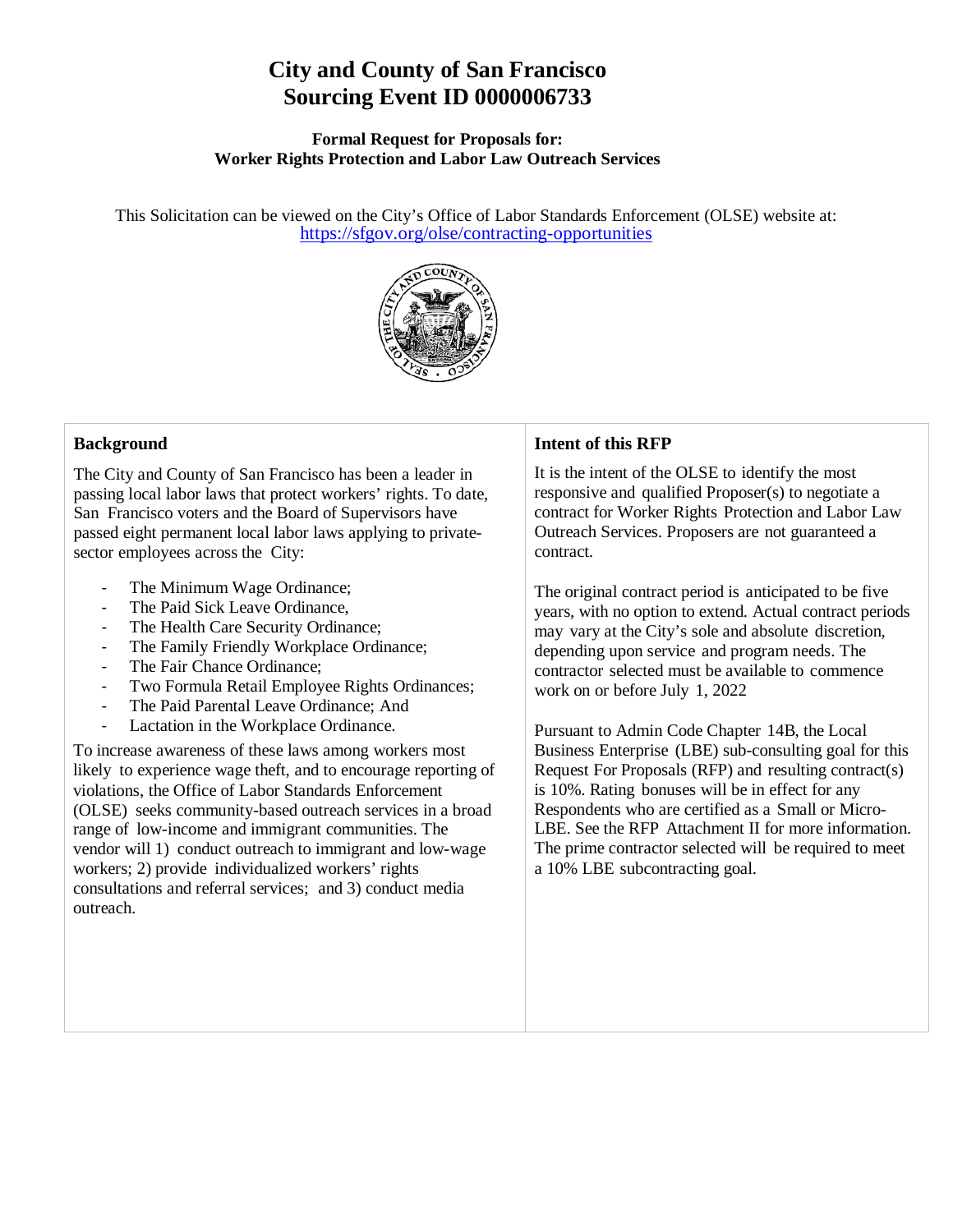# City and County of San Francisco
# Sourcing Event ID 0000006733

**Formal Request for Proposals for:**
**Worker Rights Protection and Labor Law Outreach Services**

This Solicitation can be viewed on the City's Office of Labor Standards Enforcement (OLSE) website at: https://sfgov.org/olse/contracting-opportunities

### Background

The City and County of San Francisco has been a leader in passing local labor laws that protect workers' rights. To date, San Francisco voters and the Board of Supervisors have passed eight permanent local labor laws applying to private-sector employees across the City:

- The Minimum Wage Ordinance;
- The Paid Sick Leave Ordinance,
- The Health Care Security Ordinance;
- The Family Friendly Workplace Ordinance;
- The Fair Chance Ordinance;
- Two Formula Retail Employee Rights Ordinances;
- The Paid Parental Leave Ordinance; And
- Lactation in the Workplace Ordinance.

To increase awareness of these laws among workers most likely to experience wage theft, and to encourage reporting of violations, the Office of Labor Standards Enforcement (OLSE) seeks community-based outreach services in a broad range of low-income and immigrant communities. The vendor will 1) conduct outreach to immigrant and low-wage workers; 2) provide individualized workers' rights consultations and referral services; and 3) conduct media outreach.

### Intent of this RFP

It is the intent of the OLSE to identify the most responsive and qualified Proposer(s) to negotiate a contract for Worker Rights Protection and Labor Law Outreach Services. Proposers are not guaranteed a contract.

The original contract period is anticipated to be five years, with no option to extend. Actual contract periods may vary at the City's sole and absolute discretion, depending upon service and program needs. The contractor selected must be available to commence work on or before July 1, 2022

Pursuant to Admin Code Chapter 14B, the Local Business Enterprise (LBE) sub-consulting goal for this Request For Proposals (RFP) and resulting contract(s) is 10%. Rating bonuses will be in effect for any Respondents who are certified as a Small or Micro-LBE. See the RFP Attachment II for more information. The prime contractor selected will be required to meet a 10% LBE subcontracting goal.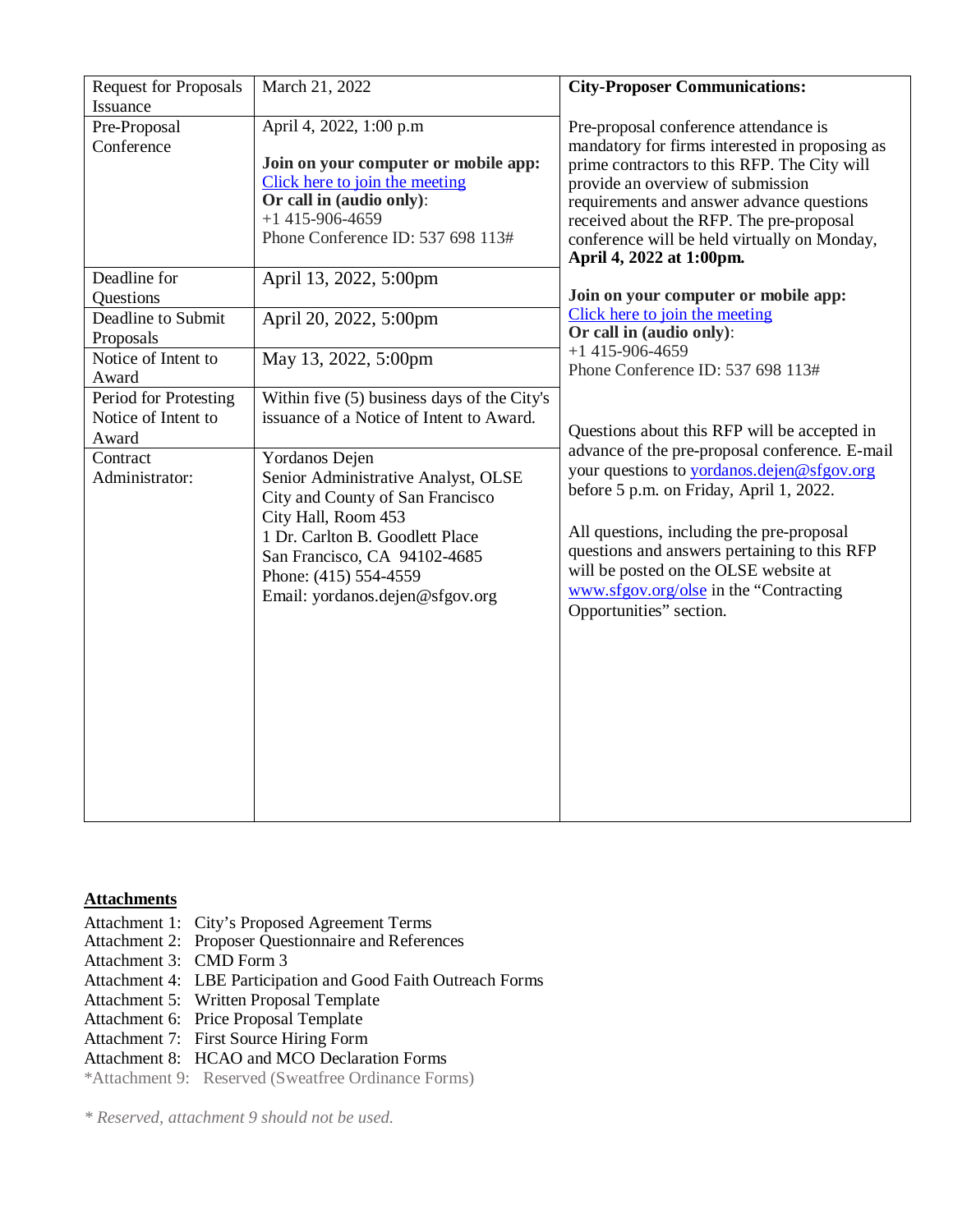| Request for Proposals Issuance | March 21, 2022 | **City-Proposer Communications:** |
|---|---|---|
| Pre-Proposal Conference | April 4, 2022, 1:00 p.m<br><br>**Join on your computer or mobile app:**<br>Click here to join the meeting<br>**Or call in (audio only)**:<br>+1 415-906-4659<br>Phone Conference ID: 537 698 113# | Pre-proposal conference attendance is mandatory for firms interested in proposing as prime contractors to this RFP. The City will provide an overview of submission requirements and answer advance questions received about the RFP. The pre-proposal conference will be held virtually on Monday, **April 4, 2022 at 1:00pm.**<br><br>**Join on your computer or mobile app:**<br>Click here to join the meeting<br>**Or call in (audio only)**:<br>+1 415-906-4659<br>Phone Conference ID: 537 698 113#<br><br>Questions about this RFP will be accepted in advance of the pre-proposal conference. E-mail your questions to yordanos.dejen@sfgov.org before 5 p.m. on Friday, April 1, 2022.<br><br>All questions, including the pre-proposal questions and answers pertaining to this RFP will be posted on the OLSE website at www.sfgov.org/olse in the "Contracting Opportunities" section. |
| Deadline for Questions | April 13, 2022, 5:00pm | |
| Deadline to Submit Proposals | April 20, 2022, 5:00pm | |
| Notice of Intent to Award | May 13, 2022, 5:00pm | |
| Period for Protesting Notice of Intent to Award | Within five (5) business days of the City's issuance of a Notice of Intent to Award. | |
| Contract Administrator: | Yordanos Dejen<br>Senior Administrative Analyst, OLSE<br>City and County of San Francisco<br>City Hall, Room 453<br>1 Dr. Carlton B. Goodlett Place<br>San Francisco, CA 94102-4685<br>Phone: (415) 554-4559<br>Email: yordanos.dejen@sfgov.org | |

**Attachments**

Attachment 1: City's Proposed Agreement Terms
Attachment 2: Proposer Questionnaire and References
Attachment 3: CMD Form 3
Attachment 4: LBE Participation and Good Faith Outreach Forms
Attachment 5: Written Proposal Template
Attachment 6: Price Proposal Template
Attachment 7: First Source Hiring Form
Attachment 8: HCAO and MCO Declaration Forms
*Attachment 9: Reserved (Sweatfree Ordinance Forms)

*\* Reserved, attachment 9 should not be used.*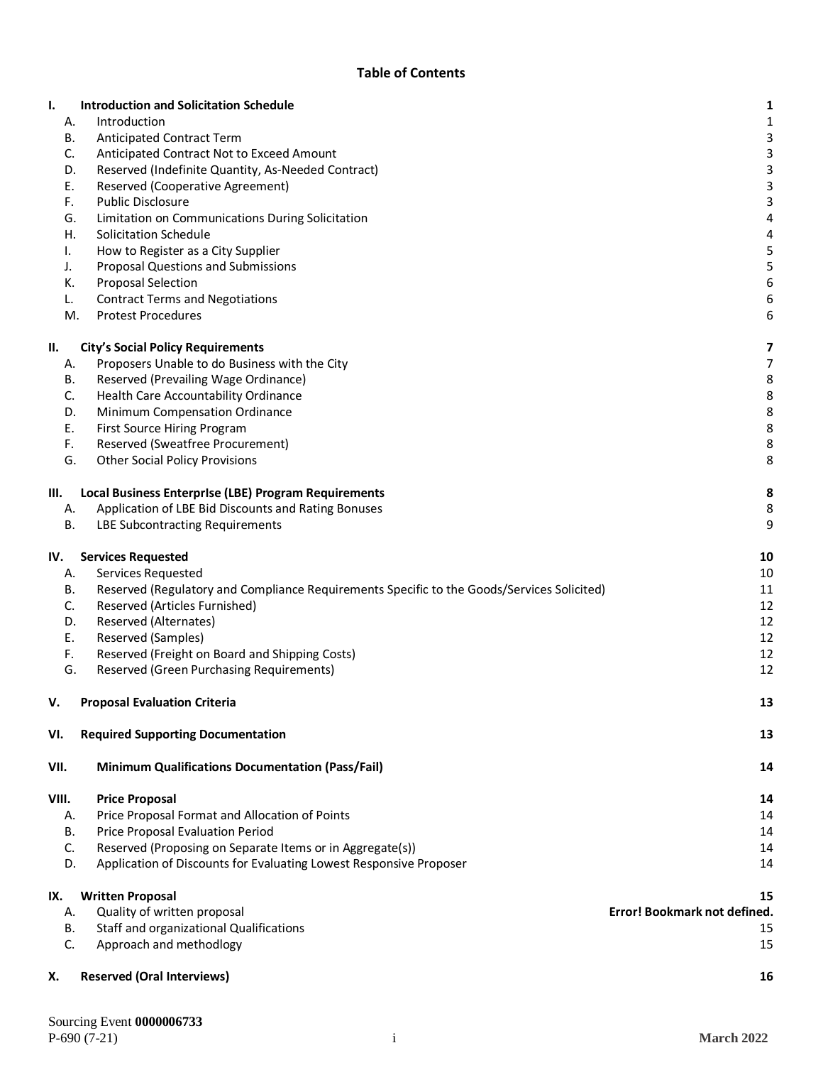# Table of Contents

| | | |
|---|---|---|
| **I.** | **Introduction and Solicitation Schedule** | **1** |
| A. | Introduction | 1 |
| B. | Anticipated Contract Term | 3 |
| C. | Anticipated Contract Not to Exceed Amount | 3 |
| D. | Reserved (Indefinite Quantity, As-Needed Contract) | 3 |
| E. | Reserved (Cooperative Agreement) | 3 |
| F. | Public Disclosure | 3 |
| G. | Limitation on Communications During Solicitation | 4 |
| H. | Solicitation Schedule | 4 |
| I. | How to Register as a City Supplier | 5 |
| J. | Proposal Questions and Submissions | 5 |
| K. | Proposal Selection | 6 |
| L. | Contract Terms and Negotiations | 6 |
| M. | Protest Procedures | 6 |
| **II.** | **City's Social Policy Requirements** | **7** |
| A. | Proposers Unable to do Business with the City | 7 |
| B. | Reserved (Prevailing Wage Ordinance) | 8 |
| C. | Health Care Accountability Ordinance | 8 |
| D. | Minimum Compensation Ordinance | 8 |
| E. | First Source Hiring Program | 8 |
| F. | Reserved (Sweatfree Procurement) | 8 |
| G. | Other Social Policy Provisions | 8 |
| **III.** | **Local Business EnterprIse (LBE) Program Requirements** | **8** |
| A. | Application of LBE Bid Discounts and Rating Bonuses | 8 |
| B. | LBE Subcontracting Requirements | 9 |
| **IV.** | **Services Requested** | **10** |
| A. | Services Requested | 10 |
| B. | Reserved (Regulatory and Compliance Requirements Specific to the Goods/Services Solicited) | 11 |
| C. | Reserved (Articles Furnished) | 12 |
| D. | Reserved (Alternates) | 12 |
| E. | Reserved (Samples) | 12 |
| F. | Reserved (Freight on Board and Shipping Costs) | 12 |
| G. | Reserved (Green Purchasing Requirements) | 12 |
| **V.** | **Proposal Evaluation Criteria** | **13** |
| **VI.** | **Required Supporting Documentation** | **13** |
| **VII.** | **Minimum Qualifications Documentation (Pass/Fail)** | **14** |
| **VIII.** | **Price Proposal** | **14** |
| A. | Price Proposal Format and Allocation of Points | 14 |
| B. | Price Proposal Evaluation Period | 14 |
| C. | Reserved (Proposing on Separate Items or in Aggregate(s)) | 14 |
| D. | Application of Discounts for Evaluating Lowest Responsive Proposer | 14 |
| **IX.** | **Written Proposal** | **15** |
| A. | Quality of written proposal | **Error! Bookmark not defined.** |
| B. | Staff and organizational Qualifications | 15 |
| C. | Approach and methodlogy | 15 |
| **X.** | **Reserved (Oral Interviews)** | **16** |

Sourcing Event **0000006733**
P-690 (7-21) **March 2022**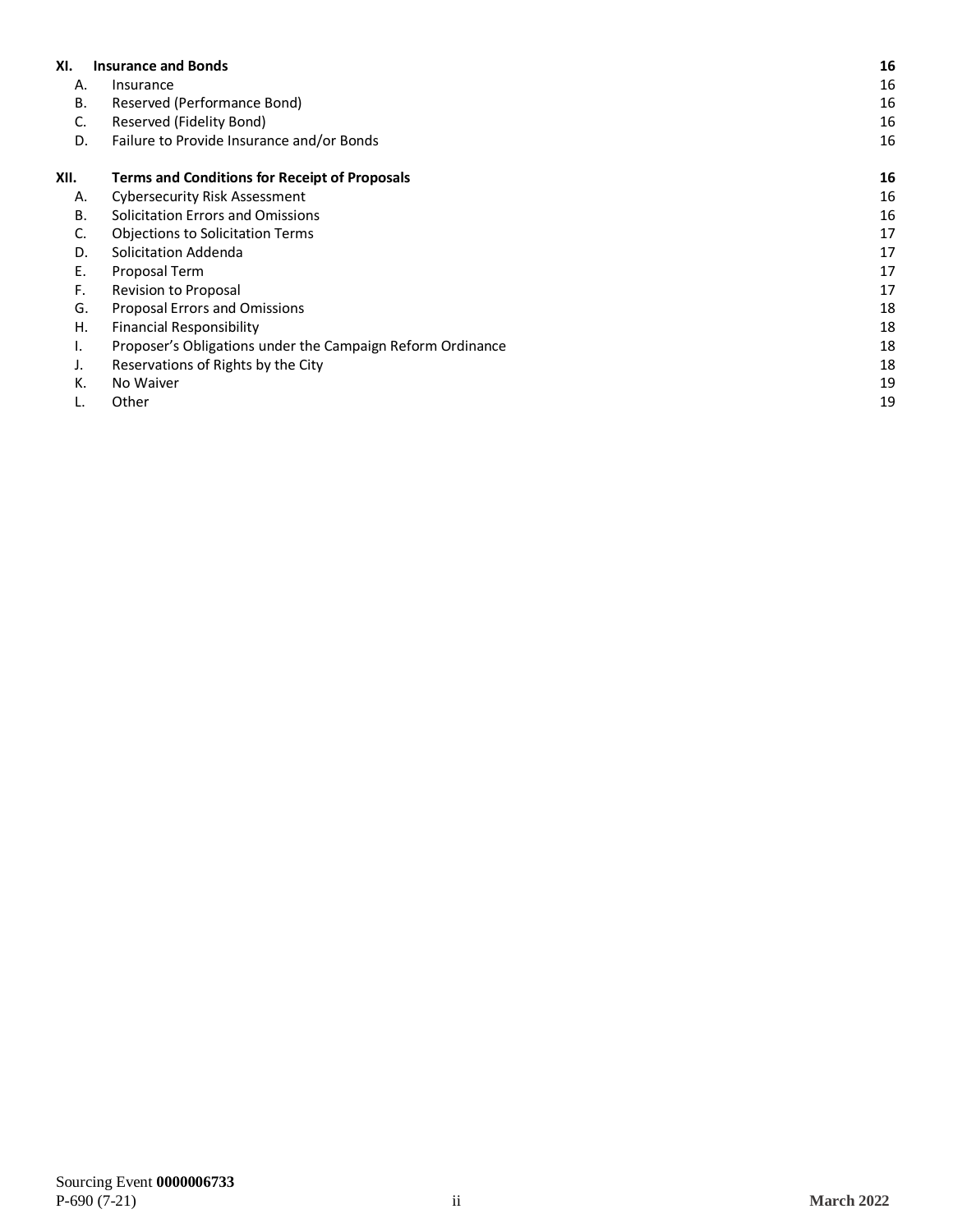| | | |
|---|---|---|
| **XI.** | **Insurance and Bonds** | **16** |
| A. | Insurance | 16 |
| B. | Reserved (Performance Bond) | 16 |
| C. | Reserved (Fidelity Bond) | 16 |
| D. | Failure to Provide Insurance and/or Bonds | 16 |
| **XII.** | **Terms and Conditions for Receipt of Proposals** | **16** |
| A. | Cybersecurity Risk Assessment | 16 |
| B. | Solicitation Errors and Omissions | 16 |
| C. | Objections to Solicitation Terms | 17 |
| D. | Solicitation Addenda | 17 |
| E. | Proposal Term | 17 |
| F. | Revision to Proposal | 17 |
| G. | Proposal Errors and Omissions | 18 |
| H. | Financial Responsibility | 18 |
| I. | Proposer's Obligations under the Campaign Reform Ordinance | 18 |
| J. | Reservations of Rights by the City | 18 |
| K. | No Waiver | 19 |
| L. | Other | 19 |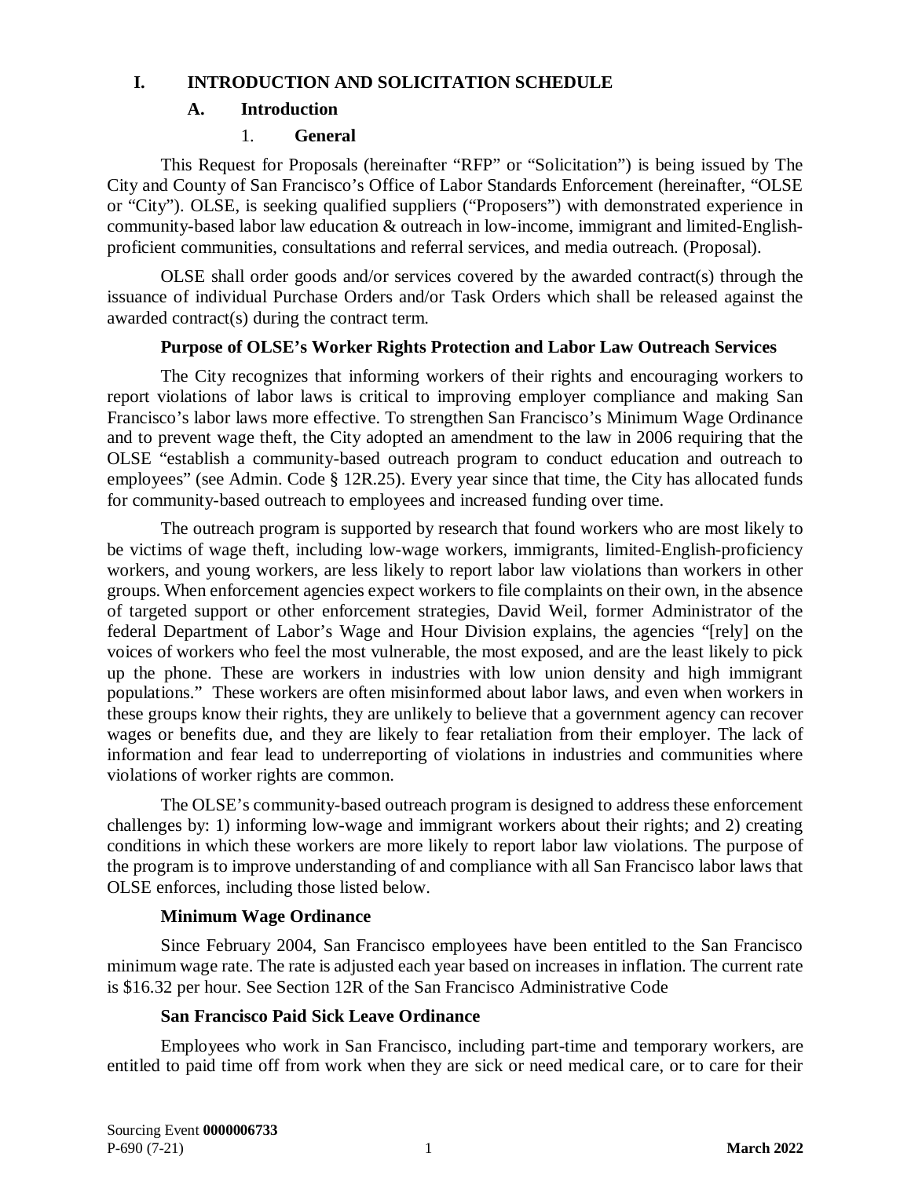# I. INTRODUCTION AND SOLICITATION SCHEDULE

## A. Introduction

### 1. General

This Request for Proposals (hereinafter "RFP" or "Solicitation") is being issued by The City and County of San Francisco's Office of Labor Standards Enforcement (hereinafter, "OLSE or "City"). OLSE, is seeking qualified suppliers ("Proposers") with demonstrated experience in community-based labor law education & outreach in low-income, immigrant and limited-English-proficient communities, consultations and referral services, and media outreach. (Proposal).

OLSE shall order goods and/or services covered by the awarded contract(s) through the issuance of individual Purchase Orders and/or Task Orders which shall be released against the awarded contract(s) during the contract term.

**Purpose of OLSE's Worker Rights Protection and Labor Law Outreach Services**

The City recognizes that informing workers of their rights and encouraging workers to report violations of labor laws is critical to improving employer compliance and making San Francisco's labor laws more effective. To strengthen San Francisco's Minimum Wage Ordinance and to prevent wage theft, the City adopted an amendment to the law in 2006 requiring that the OLSE "establish a community-based outreach program to conduct education and outreach to employees" (see Admin. Code § 12R.25). Every year since that time, the City has allocated funds for community-based outreach to employees and increased funding over time.

The outreach program is supported by research that found workers who are most likely to be victims of wage theft, including low-wage workers, immigrants, limited-English-proficiency workers, and young workers, are less likely to report labor law violations than workers in other groups. When enforcement agencies expect workers to file complaints on their own, in the absence of targeted support or other enforcement strategies, David Weil, former Administrator of the federal Department of Labor's Wage and Hour Division explains, the agencies "[rely] on the voices of workers who feel the most vulnerable, the most exposed, and are the least likely to pick up the phone. These are workers in industries with low union density and high immigrant populations." These workers are often misinformed about labor laws, and even when workers in these groups know their rights, they are unlikely to believe that a government agency can recover wages or benefits due, and they are likely to fear retaliation from their employer. The lack of information and fear lead to underreporting of violations in industries and communities where violations of worker rights are common.

The OLSE's community-based outreach program is designed to address these enforcement challenges by: 1) informing low-wage and immigrant workers about their rights; and 2) creating conditions in which these workers are more likely to report labor law violations. The purpose of the program is to improve understanding of and compliance with all San Francisco labor laws that OLSE enforces, including those listed below.

**Minimum Wage Ordinance**

Since February 2004, San Francisco employees have been entitled to the San Francisco minimum wage rate. The rate is adjusted each year based on increases in inflation. The current rate is $16.32 per hour. See Section 12R of the San Francisco Administrative Code

**San Francisco Paid Sick Leave Ordinance**

Employees who work in San Francisco, including part-time and temporary workers, are entitled to paid time off from work when they are sick or need medical care, or to care for their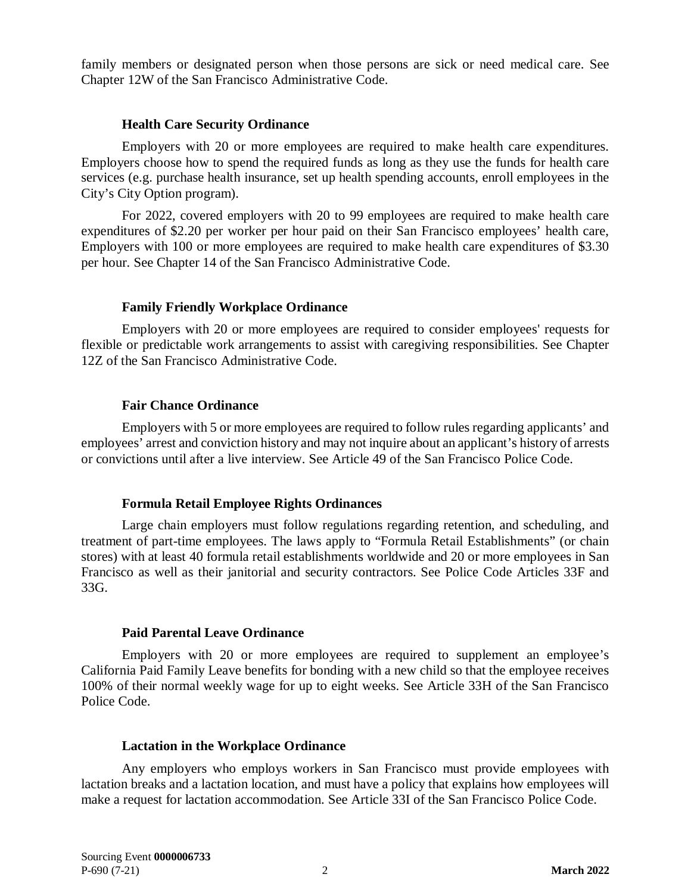family members or designated person when those persons are sick or need medical care. See Chapter 12W of the San Francisco Administrative Code.

**Health Care Security Ordinance**

Employers with 20 or more employees are required to make health care expenditures. Employers choose how to spend the required funds as long as they use the funds for health care services (e.g. purchase health insurance, set up health spending accounts, enroll employees in the City's City Option program).

For 2022, covered employers with 20 to 99 employees are required to make health care expenditures of $2.20 per worker per hour paid on their San Francisco employees' health care, Employers with 100 or more employees are required to make health care expenditures of $3.30 per hour. See Chapter 14 of the San Francisco Administrative Code.

**Family Friendly Workplace Ordinance**

Employers with 20 or more employees are required to consider employees' requests for flexible or predictable work arrangements to assist with caregiving responsibilities. See Chapter 12Z of the San Francisco Administrative Code.

**Fair Chance Ordinance**

Employers with 5 or more employees are required to follow rules regarding applicants' and employees' arrest and conviction history and may not inquire about an applicant's history of arrests or convictions until after a live interview. See Article 49 of the San Francisco Police Code.

**Formula Retail Employee Rights Ordinances**

Large chain employers must follow regulations regarding retention, and scheduling, and treatment of part-time employees. The laws apply to "Formula Retail Establishments" (or chain stores) with at least 40 formula retail establishments worldwide and 20 or more employees in San Francisco as well as their janitorial and security contractors. See Police Code Articles 33F and 33G.

**Paid Parental Leave Ordinance**

Employers with 20 or more employees are required to supplement an employee's California Paid Family Leave benefits for bonding with a new child so that the employee receives 100% of their normal weekly wage for up to eight weeks. See Article 33H of the San Francisco Police Code.

**Lactation in the Workplace Ordinance**

Any employers who employs workers in San Francisco must provide employees with lactation breaks and a lactation location, and must have a policy that explains how employees will make a request for lactation accommodation. See Article 33I of the San Francisco Police Code.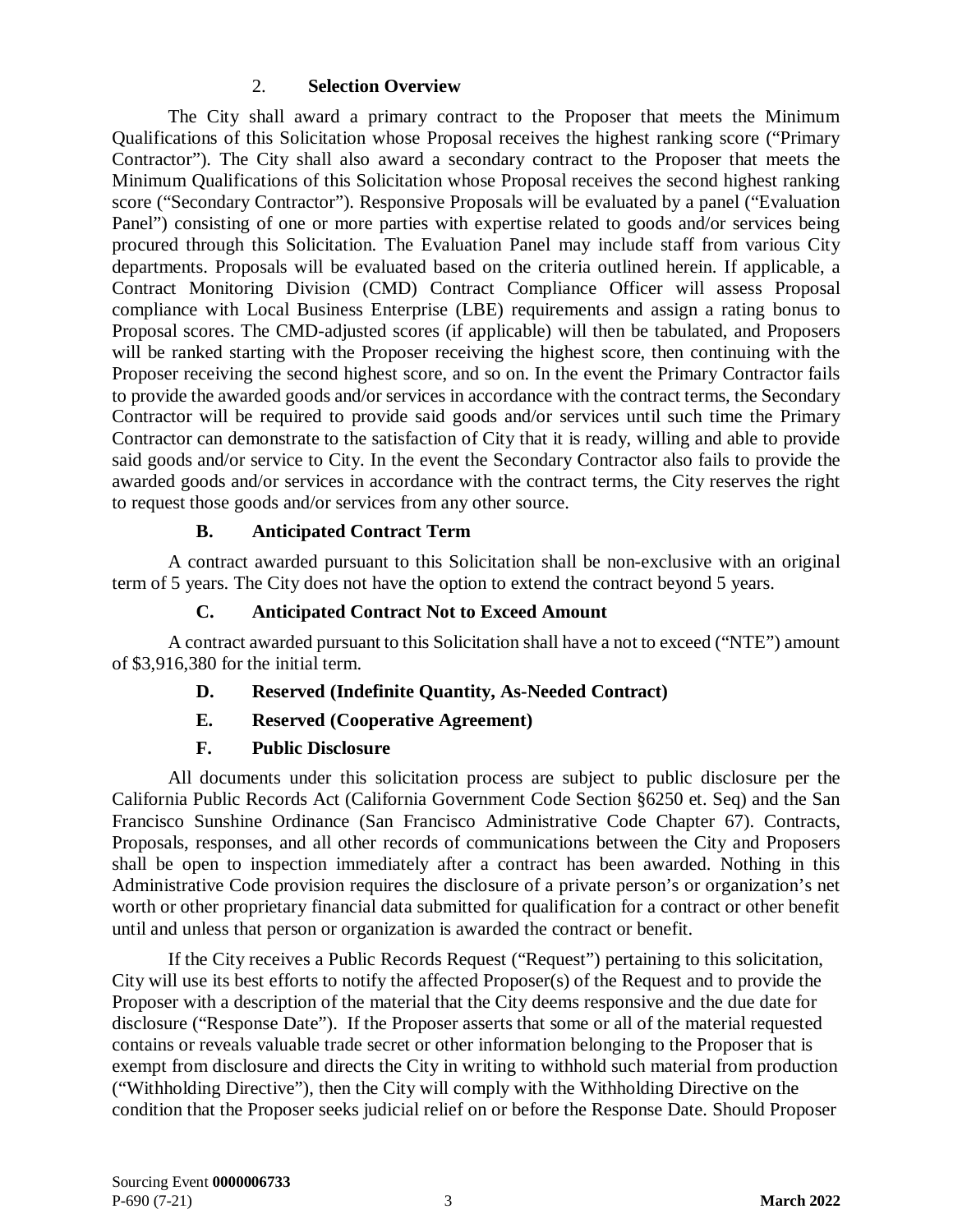### 2. Selection Overview

The City shall award a primary contract to the Proposer that meets the Minimum Qualifications of this Solicitation whose Proposal receives the highest ranking score ("Primary Contractor"). The City shall also award a secondary contract to the Proposer that meets the Minimum Qualifications of this Solicitation whose Proposal receives the second highest ranking score ("Secondary Contractor"). Responsive Proposals will be evaluated by a panel ("Evaluation Panel") consisting of one or more parties with expertise related to goods and/or services being procured through this Solicitation. The Evaluation Panel may include staff from various City departments. Proposals will be evaluated based on the criteria outlined herein. If applicable, a Contract Monitoring Division (CMD) Contract Compliance Officer will assess Proposal compliance with Local Business Enterprise (LBE) requirements and assign a rating bonus to Proposal scores. The CMD-adjusted scores (if applicable) will then be tabulated, and Proposers will be ranked starting with the Proposer receiving the highest score, then continuing with the Proposer receiving the second highest score, and so on. In the event the Primary Contractor fails to provide the awarded goods and/or services in accordance with the contract terms, the Secondary Contractor will be required to provide said goods and/or services until such time the Primary Contractor can demonstrate to the satisfaction of City that it is ready, willing and able to provide said goods and/or service to City. In the event the Secondary Contractor also fails to provide the awarded goods and/or services in accordance with the contract terms, the City reserves the right to request those goods and/or services from any other source.

## B. Anticipated Contract Term

A contract awarded pursuant to this Solicitation shall be non-exclusive with an original term of 5 years. The City does not have the option to extend the contract beyond 5 years.

## C. Anticipated Contract Not to Exceed Amount

A contract awarded pursuant to this Solicitation shall have a not to exceed ("NTE") amount of $3,916,380 for the initial term.

## D. Reserved (Indefinite Quantity, As-Needed Contract)

## E. Reserved (Cooperative Agreement)

## F. Public Disclosure

All documents under this solicitation process are subject to public disclosure per the California Public Records Act (California Government Code Section §6250 et. Seq) and the San Francisco Sunshine Ordinance (San Francisco Administrative Code Chapter 67). Contracts, Proposals, responses, and all other records of communications between the City and Proposers shall be open to inspection immediately after a contract has been awarded. Nothing in this Administrative Code provision requires the disclosure of a private person's or organization's net worth or other proprietary financial data submitted for qualification for a contract or other benefit until and unless that person or organization is awarded the contract or benefit.

If the City receives a Public Records Request ("Request") pertaining to this solicitation, City will use its best efforts to notify the affected Proposer(s) of the Request and to provide the Proposer with a description of the material that the City deems responsive and the due date for disclosure ("Response Date"). If the Proposer asserts that some or all of the material requested contains or reveals valuable trade secret or other information belonging to the Proposer that is exempt from disclosure and directs the City in writing to withhold such material from production ("Withholding Directive"), then the City will comply with the Withholding Directive on the condition that the Proposer seeks judicial relief on or before the Response Date. Should Proposer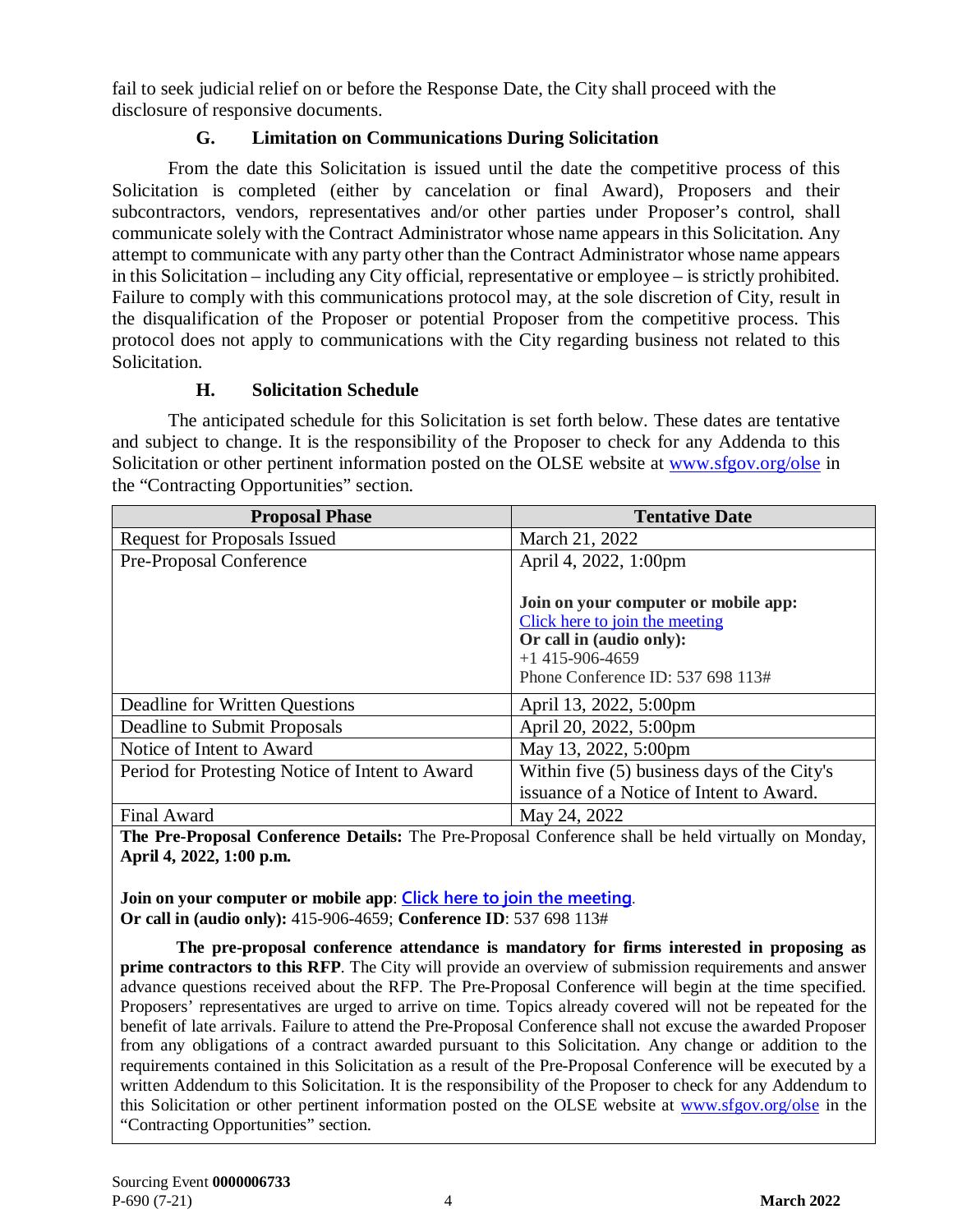fail to seek judicial relief on or before the Response Date, the City shall proceed with the disclosure of responsive documents.

### G. Limitation on Communications During Solicitation

From the date this Solicitation is issued until the date the competitive process of this Solicitation is completed (either by cancelation or final Award), Proposers and their subcontractors, vendors, representatives and/or other parties under Proposer's control, shall communicate solely with the Contract Administrator whose name appears in this Solicitation. Any attempt to communicate with any party other than the Contract Administrator whose name appears in this Solicitation – including any City official, representative or employee – is strictly prohibited. Failure to comply with this communications protocol may, at the sole discretion of City, result in the disqualification of the Proposer or potential Proposer from the competitive process. This protocol does not apply to communications with the City regarding business not related to this Solicitation.

### H. Solicitation Schedule

The anticipated schedule for this Solicitation is set forth below. These dates are tentative and subject to change. It is the responsibility of the Proposer to check for any Addenda to this Solicitation or other pertinent information posted on the OLSE website at www.sfgov.org/olse in the "Contracting Opportunities" section.

| Proposal Phase | Tentative Date |
|---|---|
| Request for Proposals Issued | March 21, 2022 |
| Pre-Proposal Conference | April 4, 2022, 1:00pm<br><br>**Join on your computer or mobile app:**<br>Click here to join the meeting<br>**Or call in (audio only):**<br>+1 415-906-4659<br>Phone Conference ID: 537 698 113# |
| Deadline for Written Questions | April 13, 2022, 5:00pm |
| Deadline to Submit Proposals | April 20, 2022, 5:00pm |
| Notice of Intent to Award | May 13, 2022, 5:00pm |
| Period for Protesting Notice of Intent to Award | Within five (5) business days of the City's issuance of a Notice of Intent to Award. |
| Final Award | May 24, 2022 |

**The Pre-Proposal Conference Details:** The Pre-Proposal Conference shall be held virtually on Monday, **April 4, 2022, 1:00 p.m.**

**Join on your computer or mobile app**: **Click here to join the meeting**.
**Or call in (audio only):** 415-906-4659; **Conference ID**: 537 698 113#

**The pre-proposal conference attendance is mandatory for firms interested in proposing as prime contractors to this RFP**. The City will provide an overview of submission requirements and answer advance questions received about the RFP. The Pre-Proposal Conference will begin at the time specified. Proposers' representatives are urged to arrive on time. Topics already covered will not be repeated for the benefit of late arrivals. Failure to attend the Pre-Proposal Conference shall not excuse the awarded Proposer from any obligations of a contract awarded pursuant to this Solicitation. Any change or addition to the requirements contained in this Solicitation as a result of the Pre-Proposal Conference will be executed by a written Addendum to this Solicitation. It is the responsibility of the Proposer to check for any Addendum to this Solicitation or other pertinent information posted on the OLSE website at www.sfgov.org/olse in the "Contracting Opportunities" section.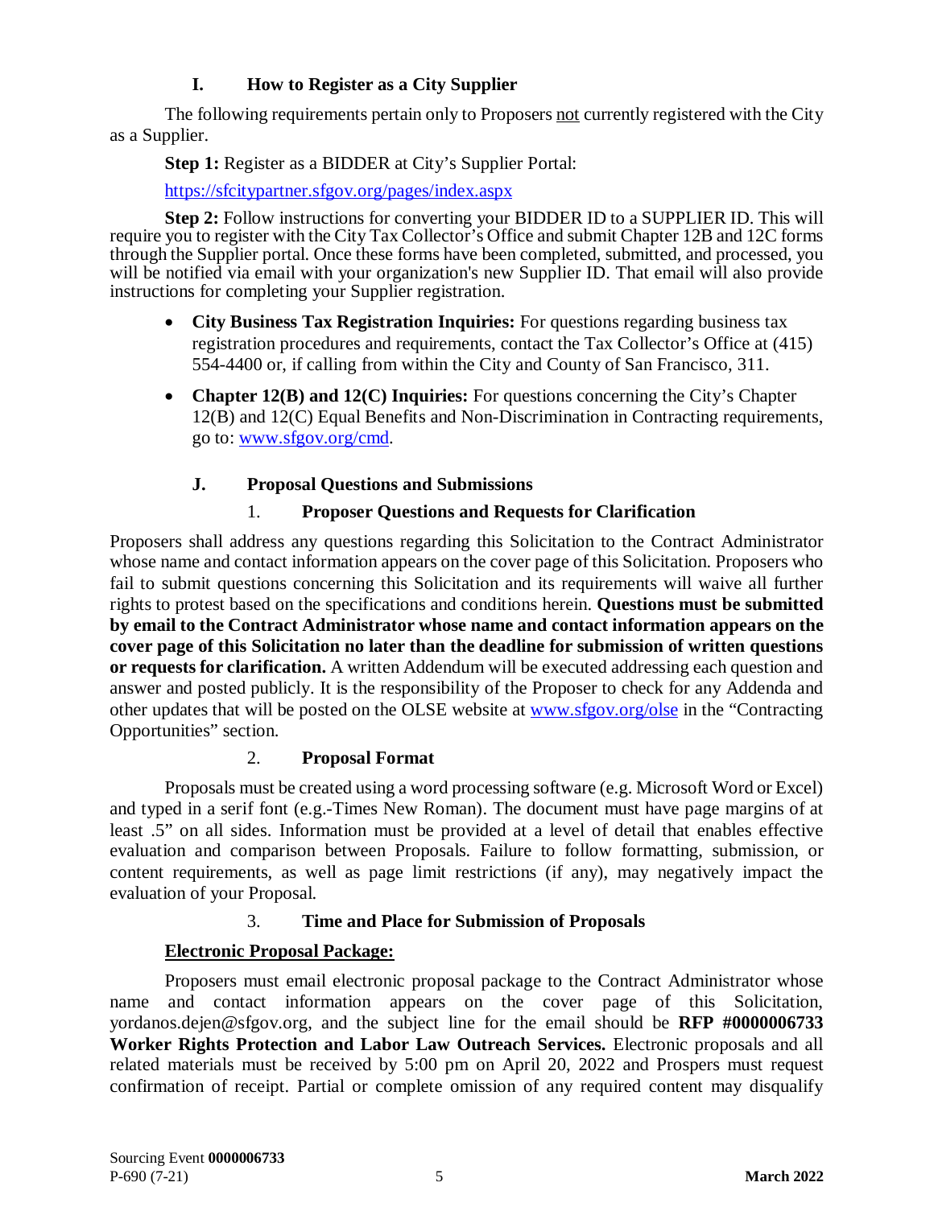### I. How to Register as a City Supplier

The following requirements pertain only to Proposers not currently registered with the City as a Supplier.

**Step 1:** Register as a BIDDER at City's Supplier Portal:

https://sfcitypartner.sfgov.org/pages/index.aspx

**Step 2:** Follow instructions for converting your BIDDER ID to a SUPPLIER ID. This will require you to register with the City Tax Collector's Office and submit Chapter 12B and 12C forms through the Supplier portal. Once these forms have been completed, submitted, and processed, you will be notified via email with your organization's new Supplier ID. That email will also provide instructions for completing your Supplier registration.

- **City Business Tax Registration Inquiries:** For questions regarding business tax registration procedures and requirements, contact the Tax Collector's Office at (415) 554-4400 or, if calling from within the City and County of San Francisco, 311.
- **Chapter 12(B) and 12(C) Inquiries:** For questions concerning the City's Chapter 12(B) and 12(C) Equal Benefits and Non-Discrimination in Contracting requirements, go to: www.sfgov.org/cmd.

### J. Proposal Questions and Submissions

#### 1. Proposer Questions and Requests for Clarification

Proposers shall address any questions regarding this Solicitation to the Contract Administrator whose name and contact information appears on the cover page of this Solicitation. Proposers who fail to submit questions concerning this Solicitation and its requirements will waive all further rights to protest based on the specifications and conditions herein. **Questions must be submitted by email to the Contract Administrator whose name and contact information appears on the cover page of this Solicitation no later than the deadline for submission of written questions or requests for clarification.** A written Addendum will be executed addressing each question and answer and posted publicly. It is the responsibility of the Proposer to check for any Addenda and other updates that will be posted on the OLSE website at www.sfgov.org/olse in the "Contracting Opportunities" section.

#### 2. Proposal Format

Proposals must be created using a word processing software (e.g. Microsoft Word or Excel) and typed in a serif font (e.g.-Times New Roman). The document must have page margins of at least .5" on all sides. Information must be provided at a level of detail that enables effective evaluation and comparison between Proposals. Failure to follow formatting, submission, or content requirements, as well as page limit restrictions (if any), may negatively impact the evaluation of your Proposal.

#### 3. Time and Place for Submission of Proposals

**Electronic Proposal Package:**

Proposers must email electronic proposal package to the Contract Administrator whose name and contact information appears on the cover page of this Solicitation, yordanos.dejen@sfgov.org, and the subject line for the email should be **RFP #0000006733 Worker Rights Protection and Labor Law Outreach Services.** Electronic proposals and all related materials must be received by 5:00 pm on April 20, 2022 and Prospers must request confirmation of receipt. Partial or complete omission of any required content may disqualify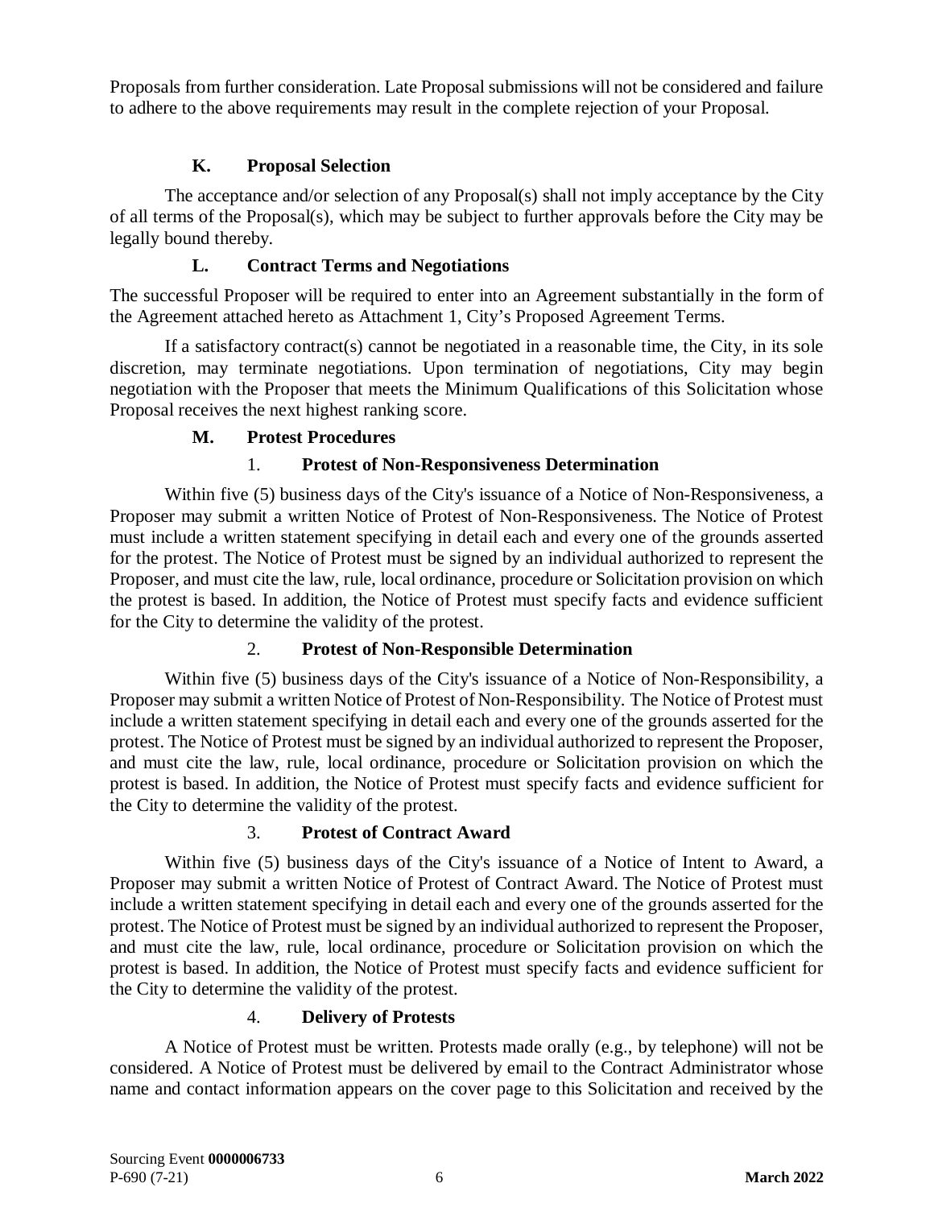Proposals from further consideration. Late Proposal submissions will not be considered and failure to adhere to the above requirements may result in the complete rejection of your Proposal.

### K. Proposal Selection

The acceptance and/or selection of any Proposal(s) shall not imply acceptance by the City of all terms of the Proposal(s), which may be subject to further approvals before the City may be legally bound thereby.

### L. Contract Terms and Negotiations

The successful Proposer will be required to enter into an Agreement substantially in the form of the Agreement attached hereto as Attachment 1, City's Proposed Agreement Terms.

If a satisfactory contract(s) cannot be negotiated in a reasonable time, the City, in its sole discretion, may terminate negotiations. Upon termination of negotiations, City may begin negotiation with the Proposer that meets the Minimum Qualifications of this Solicitation whose Proposal receives the next highest ranking score.

### M. Protest Procedures

#### 1. Protest of Non-Responsiveness Determination

Within five (5) business days of the City's issuance of a Notice of Non-Responsiveness, a Proposer may submit a written Notice of Protest of Non-Responsiveness. The Notice of Protest must include a written statement specifying in detail each and every one of the grounds asserted for the protest. The Notice of Protest must be signed by an individual authorized to represent the Proposer, and must cite the law, rule, local ordinance, procedure or Solicitation provision on which the protest is based. In addition, the Notice of Protest must specify facts and evidence sufficient for the City to determine the validity of the protest.

#### 2. Protest of Non-Responsible Determination

Within five (5) business days of the City's issuance of a Notice of Non-Responsibility, a Proposer may submit a written Notice of Protest of Non-Responsibility. The Notice of Protest must include a written statement specifying in detail each and every one of the grounds asserted for the protest. The Notice of Protest must be signed by an individual authorized to represent the Proposer, and must cite the law, rule, local ordinance, procedure or Solicitation provision on which the protest is based. In addition, the Notice of Protest must specify facts and evidence sufficient for the City to determine the validity of the protest.

#### 3. Protest of Contract Award

Within five (5) business days of the City's issuance of a Notice of Intent to Award, a Proposer may submit a written Notice of Protest of Contract Award. The Notice of Protest must include a written statement specifying in detail each and every one of the grounds asserted for the protest. The Notice of Protest must be signed by an individual authorized to represent the Proposer, and must cite the law, rule, local ordinance, procedure or Solicitation provision on which the protest is based. In addition, the Notice of Protest must specify facts and evidence sufficient for the City to determine the validity of the protest.

#### 4. Delivery of Protests

A Notice of Protest must be written. Protests made orally (e.g., by telephone) will not be considered. A Notice of Protest must be delivered by email to the Contract Administrator whose name and contact information appears on the cover page to this Solicitation and received by the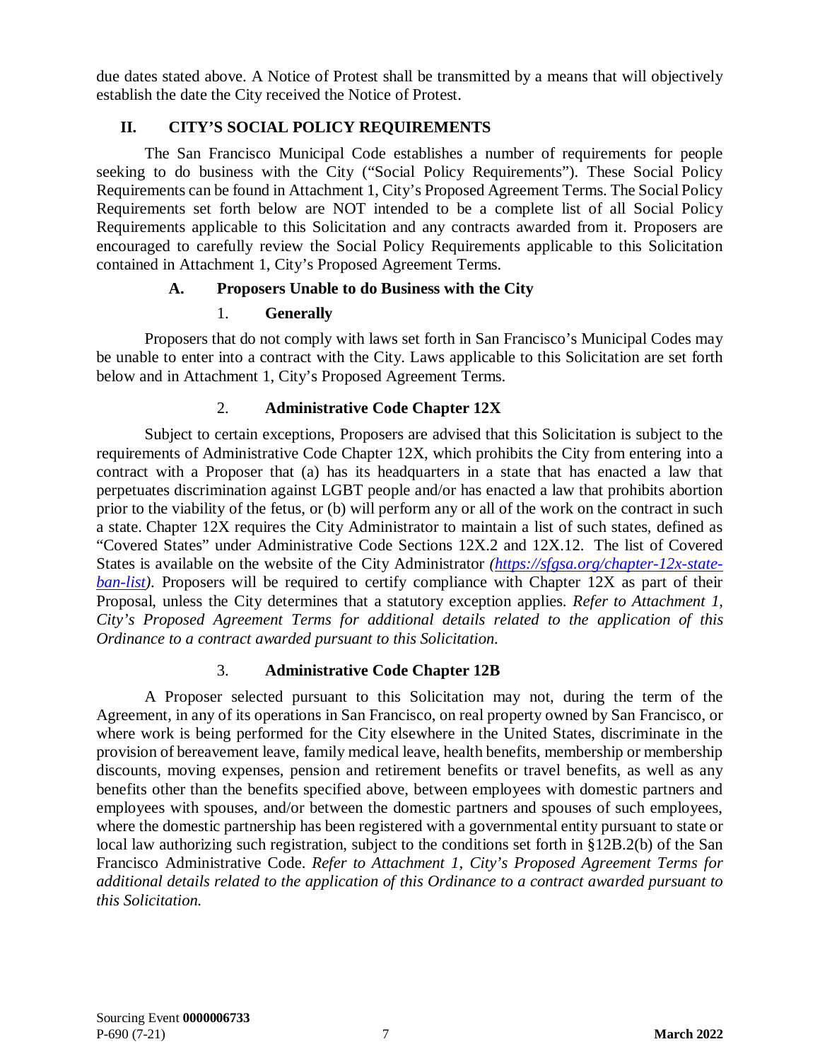due dates stated above. A Notice of Protest shall be transmitted by a means that will objectively establish the date the City received the Notice of Protest.

## II. CITY'S SOCIAL POLICY REQUIREMENTS

The San Francisco Municipal Code establishes a number of requirements for people seeking to do business with the City ("Social Policy Requirements"). These Social Policy Requirements can be found in Attachment 1, City's Proposed Agreement Terms. The Social Policy Requirements set forth below are NOT intended to be a complete list of all Social Policy Requirements applicable to this Solicitation and any contracts awarded from it. Proposers are encouraged to carefully review the Social Policy Requirements applicable to this Solicitation contained in Attachment 1, City's Proposed Agreement Terms.

### A. Proposers Unable to do Business with the City

#### 1. Generally

Proposers that do not comply with laws set forth in San Francisco's Municipal Codes may be unable to enter into a contract with the City. Laws applicable to this Solicitation are set forth below and in Attachment 1, City's Proposed Agreement Terms.

#### 2. Administrative Code Chapter 12X

Subject to certain exceptions, Proposers are advised that this Solicitation is subject to the requirements of Administrative Code Chapter 12X, which prohibits the City from entering into a contract with a Proposer that (a) has its headquarters in a state that has enacted a law that perpetuates discrimination against LGBT people and/or has enacted a law that prohibits abortion prior to the viability of the fetus, or (b) will perform any or all of the work on the contract in such a state. Chapter 12X requires the City Administrator to maintain a list of such states, defined as "Covered States" under Administrative Code Sections 12X.2 and 12X.12. The list of Covered States is available on the website of the City Administrator *(https://sfgsa.org/chapter-12x-state-ban-list)*. Proposers will be required to certify compliance with Chapter 12X as part of their Proposal, unless the City determines that a statutory exception applies. *Refer to Attachment 1, City's Proposed Agreement Terms for additional details related to the application of this Ordinance to a contract awarded pursuant to this Solicitation.*

#### 3. Administrative Code Chapter 12B

A Proposer selected pursuant to this Solicitation may not, during the term of the Agreement, in any of its operations in San Francisco, on real property owned by San Francisco, or where work is being performed for the City elsewhere in the United States, discriminate in the provision of bereavement leave, family medical leave, health benefits, membership or membership discounts, moving expenses, pension and retirement benefits or travel benefits, as well as any benefits other than the benefits specified above, between employees with domestic partners and employees with spouses, and/or between the domestic partners and spouses of such employees, where the domestic partnership has been registered with a governmental entity pursuant to state or local law authorizing such registration, subject to the conditions set forth in §12B.2(b) of the San Francisco Administrative Code. *Refer to Attachment 1, City's Proposed Agreement Terms for additional details related to the application of this Ordinance to a contract awarded pursuant to this Solicitation.*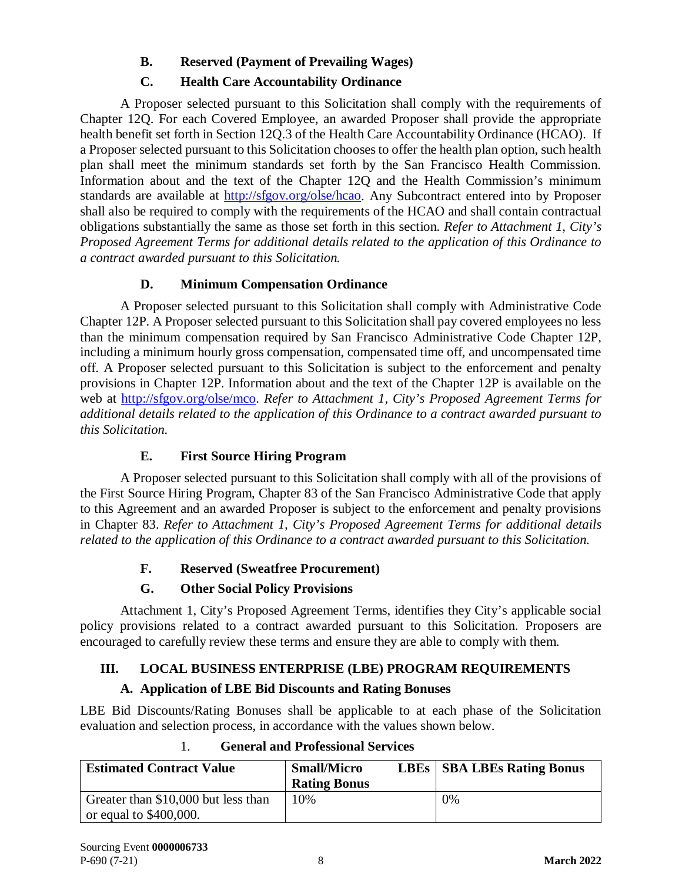### B. Reserved (Payment of Prevailing Wages)

### C. Health Care Accountability Ordinance

A Proposer selected pursuant to this Solicitation shall comply with the requirements of Chapter 12Q. For each Covered Employee, an awarded Proposer shall provide the appropriate health benefit set forth in Section 12Q.3 of the Health Care Accountability Ordinance (HCAO). If a Proposer selected pursuant to this Solicitation chooses to offer the health plan option, such health plan shall meet the minimum standards set forth by the San Francisco Health Commission. Information about and the text of the Chapter 12Q and the Health Commission's minimum standards are available at http://sfgov.org/olse/hcao. Any Subcontract entered into by Proposer shall also be required to comply with the requirements of the HCAO and shall contain contractual obligations substantially the same as those set forth in this section. *Refer to Attachment 1, City's Proposed Agreement Terms for additional details related to the application of this Ordinance to a contract awarded pursuant to this Solicitation.*

### D. Minimum Compensation Ordinance

A Proposer selected pursuant to this Solicitation shall comply with Administrative Code Chapter 12P. A Proposer selected pursuant to this Solicitation shall pay covered employees no less than the minimum compensation required by San Francisco Administrative Code Chapter 12P, including a minimum hourly gross compensation, compensated time off, and uncompensated time off. A Proposer selected pursuant to this Solicitation is subject to the enforcement and penalty provisions in Chapter 12P. Information about and the text of the Chapter 12P is available on the web at http://sfgov.org/olse/mco. *Refer to Attachment 1, City's Proposed Agreement Terms for additional details related to the application of this Ordinance to a contract awarded pursuant to this Solicitation.*

### E. First Source Hiring Program

A Proposer selected pursuant to this Solicitation shall comply with all of the provisions of the First Source Hiring Program, Chapter 83 of the San Francisco Administrative Code that apply to this Agreement and an awarded Proposer is subject to the enforcement and penalty provisions in Chapter 83. *Refer to Attachment 1, City's Proposed Agreement Terms for additional details related to the application of this Ordinance to a contract awarded pursuant to this Solicitation.*

### F. Reserved (Sweatfree Procurement)

### G. Other Social Policy Provisions

Attachment 1, City's Proposed Agreement Terms, identifies they City's applicable social policy provisions related to a contract awarded pursuant to this Solicitation. Proposers are encouraged to carefully review these terms and ensure they are able to comply with them.

## III. LOCAL BUSINESS ENTERPRISE (LBE) PROGRAM REQUIREMENTS

### A. Application of LBE Bid Discounts and Rating Bonuses

LBE Bid Discounts/Rating Bonuses shall be applicable to at each phase of the Solicitation evaluation and selection process, in accordance with the values shown below.

#### 1. General and Professional Services

| Estimated Contract Value | Small/Micro LBEs Rating Bonus | SBA LBEs Rating Bonus |
|---|---|---|
| Greater than $10,000 but less than or equal to $400,000. | 10% | 0% |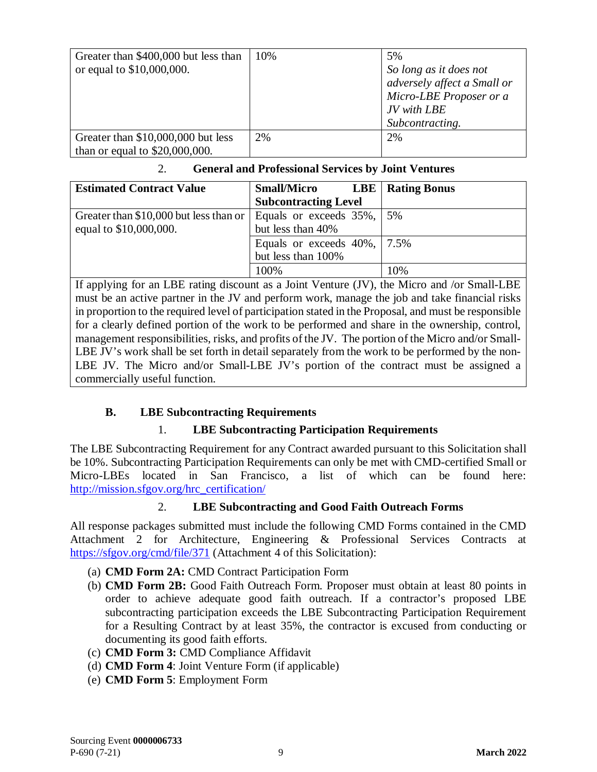| Greater than $400,000 but less than or equal to $10,000,000. | 10% | 5% *So long as it does not adversely affect a Small or Micro-LBE Proposer or a JV with LBE Subcontracting.* |
|---|---|---|
| Greater than $10,000,000 but less than or equal to $20,000,000. | 2% | 2% |

2. **General and Professional Services by Joint Ventures**

| **Estimated Contract Value** | **Small/Micro LBE Subcontracting Level** | **Rating Bonus** |
|---|---|---|
| Greater than $10,000 but less than or equal to $10,000,000. | Equals or exceeds 35%, but less than 40% | 5% |
| | Equals or exceeds 40%, but less than 100% | 7.5% |
| | 100% | 10% |

If applying for an LBE rating discount as a Joint Venture (JV), the Micro and /or Small-LBE must be an active partner in the JV and perform work, manage the job and take financial risks in proportion to the required level of participation stated in the Proposal, and must be responsible for a clearly defined portion of the work to be performed and share in the ownership, control, management responsibilities, risks, and profits of the JV. The portion of the Micro and/or Small-LBE JV's work shall be set forth in detail separately from the work to be performed by the non-LBE JV. The Micro and/or Small-LBE JV's portion of the contract must be assigned a commercially useful function.

### B. LBE Subcontracting Requirements

#### 1. LBE Subcontracting Participation Requirements

The LBE Subcontracting Requirement for any Contract awarded pursuant to this Solicitation shall be 10%. Subcontracting Participation Requirements can only be met with CMD-certified Small or Micro-LBEs located in San Francisco, a list of which can be found here: http://mission.sfgov.org/hrc_certification/

#### 2. LBE Subcontracting and Good Faith Outreach Forms

All response packages submitted must include the following CMD Forms contained in the CMD Attachment 2 for Architecture, Engineering & Professional Services Contracts at https://sfgov.org/cmd/file/371 (Attachment 4 of this Solicitation):

(a) **CMD Form 2A:** CMD Contract Participation Form

(b) **CMD Form 2B:** Good Faith Outreach Form. Proposer must obtain at least 80 points in order to achieve adequate good faith outreach. If a contractor's proposed LBE subcontracting participation exceeds the LBE Subcontracting Participation Requirement for a Resulting Contract by at least 35%, the contractor is excused from conducting or documenting its good faith efforts.

(c) **CMD Form 3:** CMD Compliance Affidavit

(d) **CMD Form 4**: Joint Venture Form (if applicable)

(e) **CMD Form 5**: Employment Form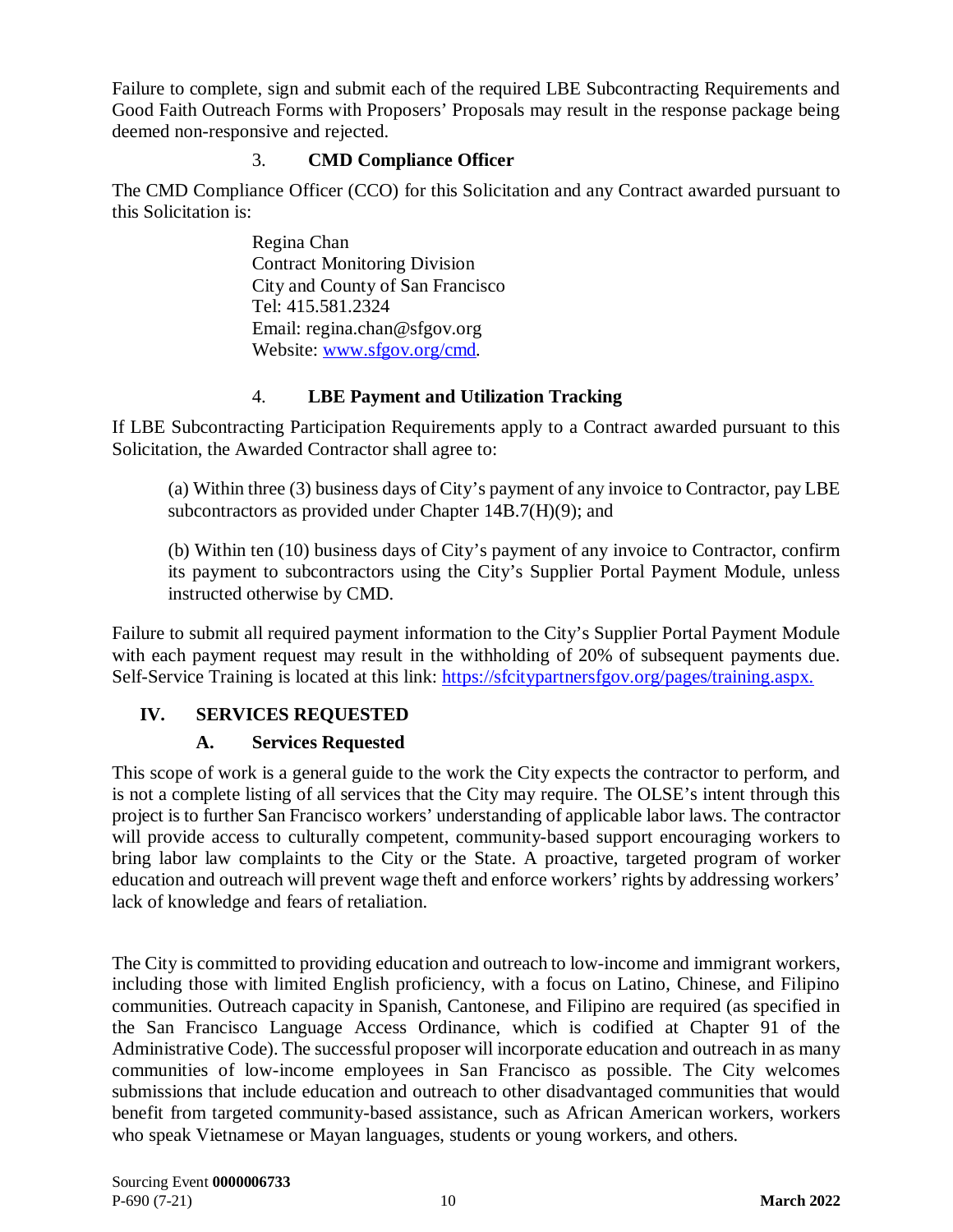Failure to complete, sign and submit each of the required LBE Subcontracting Requirements and Good Faith Outreach Forms with Proposers' Proposals may result in the response package being deemed non-responsive and rejected.

### 3. CMD Compliance Officer

The CMD Compliance Officer (CCO) for this Solicitation and any Contract awarded pursuant to this Solicitation is:

> Regina Chan
> Contract Monitoring Division
> City and County of San Francisco
> Tel: 415.581.2324
> Email: regina.chan@sfgov.org
> Website: [www.sfgov.org/cmd](www.sfgov.org/cmd).

### 4. LBE Payment and Utilization Tracking

If LBE Subcontracting Participation Requirements apply to a Contract awarded pursuant to this Solicitation, the Awarded Contractor shall agree to:

(a) Within three (3) business days of City's payment of any invoice to Contractor, pay LBE subcontractors as provided under Chapter 14B.7(H)(9); and

(b) Within ten (10) business days of City's payment of any invoice to Contractor, confirm its payment to subcontractors using the City's Supplier Portal Payment Module, unless instructed otherwise by CMD.

Failure to submit all required payment information to the City's Supplier Portal Payment Module with each payment request may result in the withholding of 20% of subsequent payments due. Self-Service Training is located at this link: [https://sfcitypartnersfgov.org/pages/training.aspx.](https://sfcitypartnersfgov.org/pages/training.aspx)

## IV. SERVICES REQUESTED

### A. Services Requested

This scope of work is a general guide to the work the City expects the contractor to perform, and is not a complete listing of all services that the City may require. The OLSE's intent through this project is to further San Francisco workers' understanding of applicable labor laws. The contractor will provide access to culturally competent, community-based support encouraging workers to bring labor law complaints to the City or the State. A proactive, targeted program of worker education and outreach will prevent wage theft and enforce workers' rights by addressing workers' lack of knowledge and fears of retaliation.

The City is committed to providing education and outreach to low-income and immigrant workers, including those with limited English proficiency, with a focus on Latino, Chinese, and Filipino communities. Outreach capacity in Spanish, Cantonese, and Filipino are required (as specified in the San Francisco Language Access Ordinance, which is codified at Chapter 91 of the Administrative Code). The successful proposer will incorporate education and outreach in as many communities of low-income employees in San Francisco as possible. The City welcomes submissions that include education and outreach to other disadvantaged communities that would benefit from targeted community-based assistance, such as African American workers, workers who speak Vietnamese or Mayan languages, students or young workers, and others.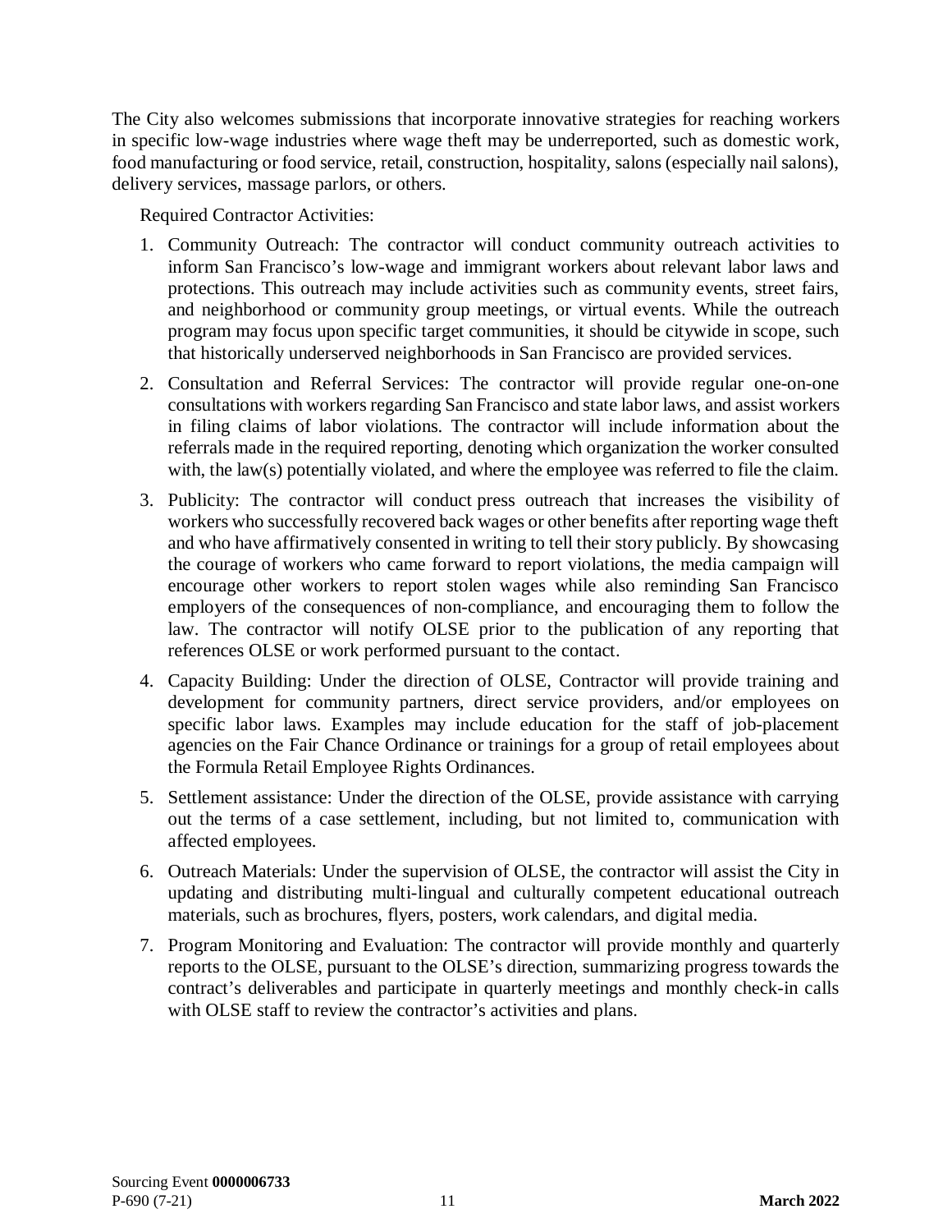The City also welcomes submissions that incorporate innovative strategies for reaching workers in specific low-wage industries where wage theft may be underreported, such as domestic work, food manufacturing or food service, retail, construction, hospitality, salons (especially nail salons), delivery services, massage parlors, or others.

Required Contractor Activities:

1. Community Outreach: The contractor will conduct community outreach activities to inform San Francisco's low-wage and immigrant workers about relevant labor laws and protections. This outreach may include activities such as community events, street fairs, and neighborhood or community group meetings, or virtual events. While the outreach program may focus upon specific target communities, it should be citywide in scope, such that historically underserved neighborhoods in San Francisco are provided services.

2. Consultation and Referral Services: The contractor will provide regular one-on-one consultations with workers regarding San Francisco and state labor laws, and assist workers in filing claims of labor violations. The contractor will include information about the referrals made in the required reporting, denoting which organization the worker consulted with, the law(s) potentially violated, and where the employee was referred to file the claim.

3. Publicity: The contractor will conduct press outreach that increases the visibility of workers who successfully recovered back wages or other benefits after reporting wage theft and who have affirmatively consented in writing to tell their story publicly. By showcasing the courage of workers who came forward to report violations, the media campaign will encourage other workers to report stolen wages while also reminding San Francisco employers of the consequences of non-compliance, and encouraging them to follow the law. The contractor will notify OLSE prior to the publication of any reporting that references OLSE or work performed pursuant to the contact.

4. Capacity Building: Under the direction of OLSE, Contractor will provide training and development for community partners, direct service providers, and/or employees on specific labor laws. Examples may include education for the staff of job-placement agencies on the Fair Chance Ordinance or trainings for a group of retail employees about the Formula Retail Employee Rights Ordinances.

5. Settlement assistance: Under the direction of the OLSE, provide assistance with carrying out the terms of a case settlement, including, but not limited to, communication with affected employees.

6. Outreach Materials: Under the supervision of OLSE, the contractor will assist the City in updating and distributing multi-lingual and culturally competent educational outreach materials, such as brochures, flyers, posters, work calendars, and digital media.

7. Program Monitoring and Evaluation: The contractor will provide monthly and quarterly reports to the OLSE, pursuant to the OLSE's direction, summarizing progress towards the contract's deliverables and participate in quarterly meetings and monthly check-in calls with OLSE staff to review the contractor's activities and plans.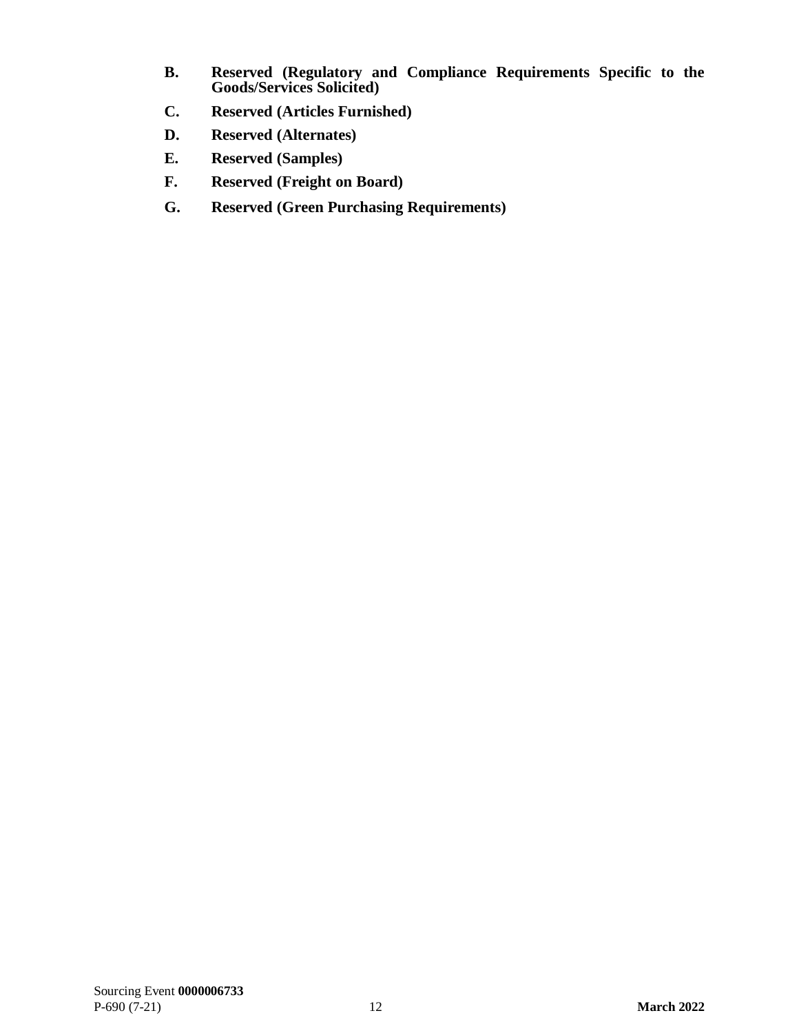**B. Reserved (Regulatory and Compliance Requirements Specific to the Goods/Services Solicited)**

**C. Reserved (Articles Furnished)**

**D. Reserved (Alternates)**

**E. Reserved (Samples)**

**F. Reserved (Freight on Board)**

**G. Reserved (Green Purchasing Requirements)**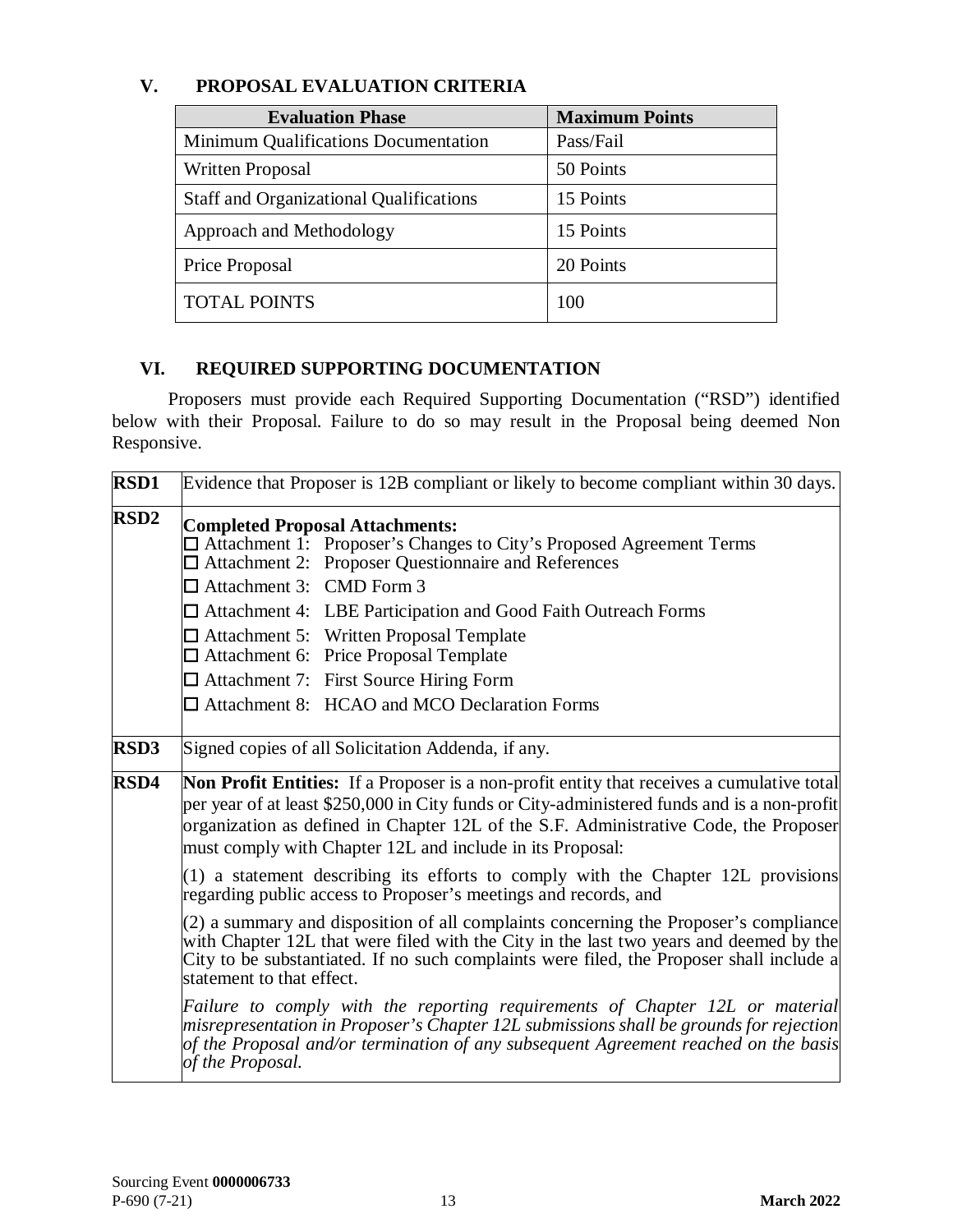## V. PROPOSAL EVALUATION CRITERIA

| Evaluation Phase | Maximum Points |
|---|---|
| Minimum Qualifications Documentation | Pass/Fail |
| Written Proposal | 50 Points |
| Staff and Organizational Qualifications | 15 Points |
| Approach and Methodology | 15 Points |
| Price Proposal | 20 Points |
| TOTAL POINTS | 100 |

## VI. REQUIRED SUPPORTING DOCUMENTATION

Proposers must provide each Required Supporting Documentation ("RSD") identified below with their Proposal. Failure to do so may result in the Proposal being deemed Non Responsive.

| | |
|---|---|
| **RSD1** | Evidence that Proposer is 12B compliant or likely to become compliant within 30 days. |
| **RSD2** | **Completed Proposal Attachments:**<br>☐ Attachment 1: Proposer's Changes to City's Proposed Agreement Terms<br>☐ Attachment 2: Proposer Questionnaire and References<br>☐ Attachment 3: CMD Form 3<br>☐ Attachment 4: LBE Participation and Good Faith Outreach Forms<br>☐ Attachment 5: Written Proposal Template<br>☐ Attachment 6: Price Proposal Template<br>☐ Attachment 7: First Source Hiring Form<br>☐ Attachment 8: HCAO and MCO Declaration Forms |
| **RSD3** | Signed copies of all Solicitation Addenda, if any. |
| **RSD4** | **Non Profit Entities:** If a Proposer is a non-profit entity that receives a cumulative total per year of at least $250,000 in City funds or City-administered funds and is a non-profit organization as defined in Chapter 12L of the S.F. Administrative Code, the Proposer must comply with Chapter 12L and include in its Proposal:<br><br>(1) a statement describing its efforts to comply with the Chapter 12L provisions regarding public access to Proposer's meetings and records, and<br><br>(2) a summary and disposition of all complaints concerning the Proposer's compliance with Chapter 12L that were filed with the City in the last two years and deemed by the City to be substantiated. If no such complaints were filed, the Proposer shall include a statement to that effect.<br><br>*Failure to comply with the reporting requirements of Chapter 12L or material misrepresentation in Proposer's Chapter 12L submissions shall be grounds for rejection of the Proposal and/or termination of any subsequent Agreement reached on the basis of the Proposal.* |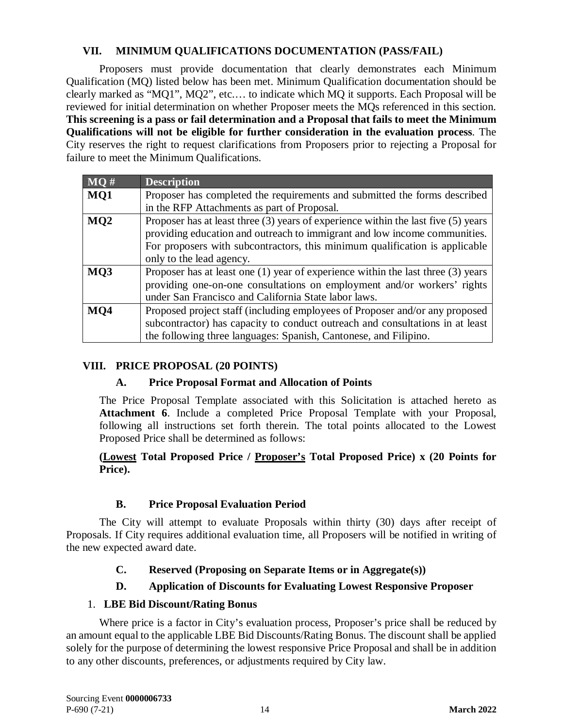## VII. MINIMUM QUALIFICATIONS DOCUMENTATION (PASS/FAIL)

Proposers must provide documentation that clearly demonstrates each Minimum Qualification (MQ) listed below has been met. Minimum Qualification documentation should be clearly marked as "MQ1", MQ2", etc.… to indicate which MQ it supports. Each Proposal will be reviewed for initial determination on whether Proposer meets the MQs referenced in this section. **This screening is a pass or fail determination and a Proposal that fails to meet the Minimum Qualifications will not be eligible for further consideration in the evaluation process**. The City reserves the right to request clarifications from Proposers prior to rejecting a Proposal for failure to meet the Minimum Qualifications.

| MQ # | Description |
|---|---|
| **MQ1** | Proposer has completed the requirements and submitted the forms described in the RFP Attachments as part of Proposal. |
| **MQ2** | Proposer has at least three (3) years of experience within the last five (5) years providing education and outreach to immigrant and low income communities. For proposers with subcontractors, this minimum qualification is applicable only to the lead agency. |
| **MQ3** | Proposer has at least one (1) year of experience within the last three (3) years providing one-on-one consultations on employment and/or workers' rights under San Francisco and California State labor laws. |
| **MQ4** | Proposed project staff (including employees of Proposer and/or any proposed subcontractor) has capacity to conduct outreach and consultations in at least the following three languages: Spanish, Cantonese, and Filipino. |

## VIII. PRICE PROPOSAL (20 POINTS)

### A. Price Proposal Format and Allocation of Points

The Price Proposal Template associated with this Solicitation is attached hereto as **Attachment 6**. Include a completed Price Proposal Template with your Proposal, following all instructions set forth therein. The total points allocated to the Lowest Proposed Price shall be determined as follows:

**(<u>Lowest</u> Total Proposed Price / <u>Proposer's</u> Total Proposed Price) x (20 Points for Price).**

### B. Price Proposal Evaluation Period

The City will attempt to evaluate Proposals within thirty (30) days after receipt of Proposals. If City requires additional evaluation time, all Proposers will be notified in writing of the new expected award date.

### C. Reserved (Proposing on Separate Items or in Aggregate(s))

### D. Application of Discounts for Evaluating Lowest Responsive Proposer

1. **LBE Bid Discount/Rating Bonus**

Where price is a factor in City's evaluation process, Proposer's price shall be reduced by an amount equal to the applicable LBE Bid Discounts/Rating Bonus. The discount shall be applied solely for the purpose of determining the lowest responsive Price Proposal and shall be in addition to any other discounts, preferences, or adjustments required by City law.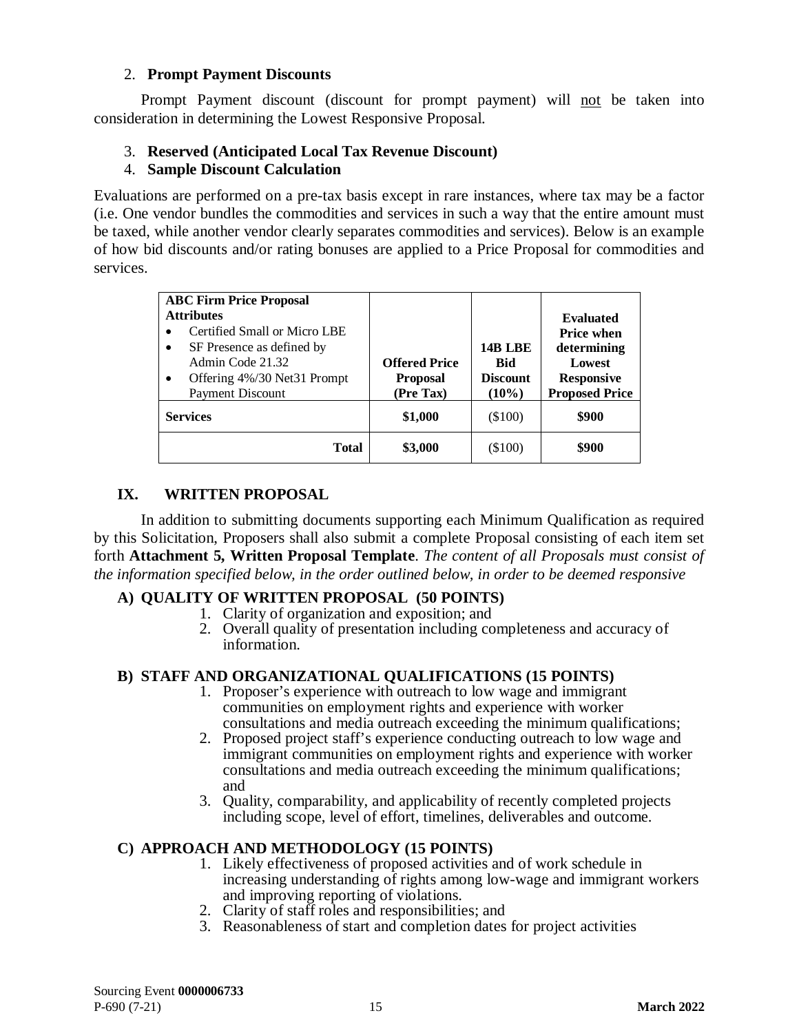2. **Prompt Payment Discounts**

Prompt Payment discount (discount for prompt payment) will not be taken into consideration in determining the Lowest Responsive Proposal.

3. **Reserved (Anticipated Local Tax Revenue Discount)**
4. **Sample Discount Calculation**

Evaluations are performed on a pre-tax basis except in rare instances, where tax may be a factor (i.e. One vendor bundles the commodities and services in such a way that the entire amount must be taxed, while another vendor clearly separates commodities and services). Below is an example of how bid discounts and/or rating bonuses are applied to a Price Proposal for commodities and services.

| **ABC Firm Price Proposal Attributes**<br>• Certified Small or Micro LBE<br>• SF Presence as defined by Admin Code 21.32<br>• Offering 4%/30 Net31 Prompt Payment Discount | **Offered Price Proposal (Pre Tax)** | **14B LBE Bid Discount (10%)** | **Evaluated Price when determining Lowest Responsive Proposed Price** |
|---|---|---|---|
| **Services** | **$1,000** | ($100) | **$900** |
| **Total** | **$3,000** | ($100) | **$900** |

## IX. WRITTEN PROPOSAL

In addition to submitting documents supporting each Minimum Qualification as required by this Solicitation, Proposers shall also submit a complete Proposal consisting of each item set forth **Attachment 5, Written Proposal Template**. *The content of all Proposals must consist of the information specified below, in the order outlined below, in order to be deemed responsive*

### A) QUALITY OF WRITTEN PROPOSAL (50 POINTS)

1. Clarity of organization and exposition; and
2. Overall quality of presentation including completeness and accuracy of information.

### B) STAFF AND ORGANIZATIONAL QUALIFICATIONS (15 POINTS)

1. Proposer's experience with outreach to low wage and immigrant communities on employment rights and experience with worker consultations and media outreach exceeding the minimum qualifications;
2. Proposed project staff's experience conducting outreach to low wage and immigrant communities on employment rights and experience with worker consultations and media outreach exceeding the minimum qualifications; and
3. Quality, comparability, and applicability of recently completed projects including scope, level of effort, timelines, deliverables and outcome.

### C) APPROACH AND METHODOLOGY (15 POINTS)

1. Likely effectiveness of proposed activities and of work schedule in increasing understanding of rights among low-wage and immigrant workers and improving reporting of violations.
2. Clarity of staff roles and responsibilities; and
3. Reasonableness of start and completion dates for project activities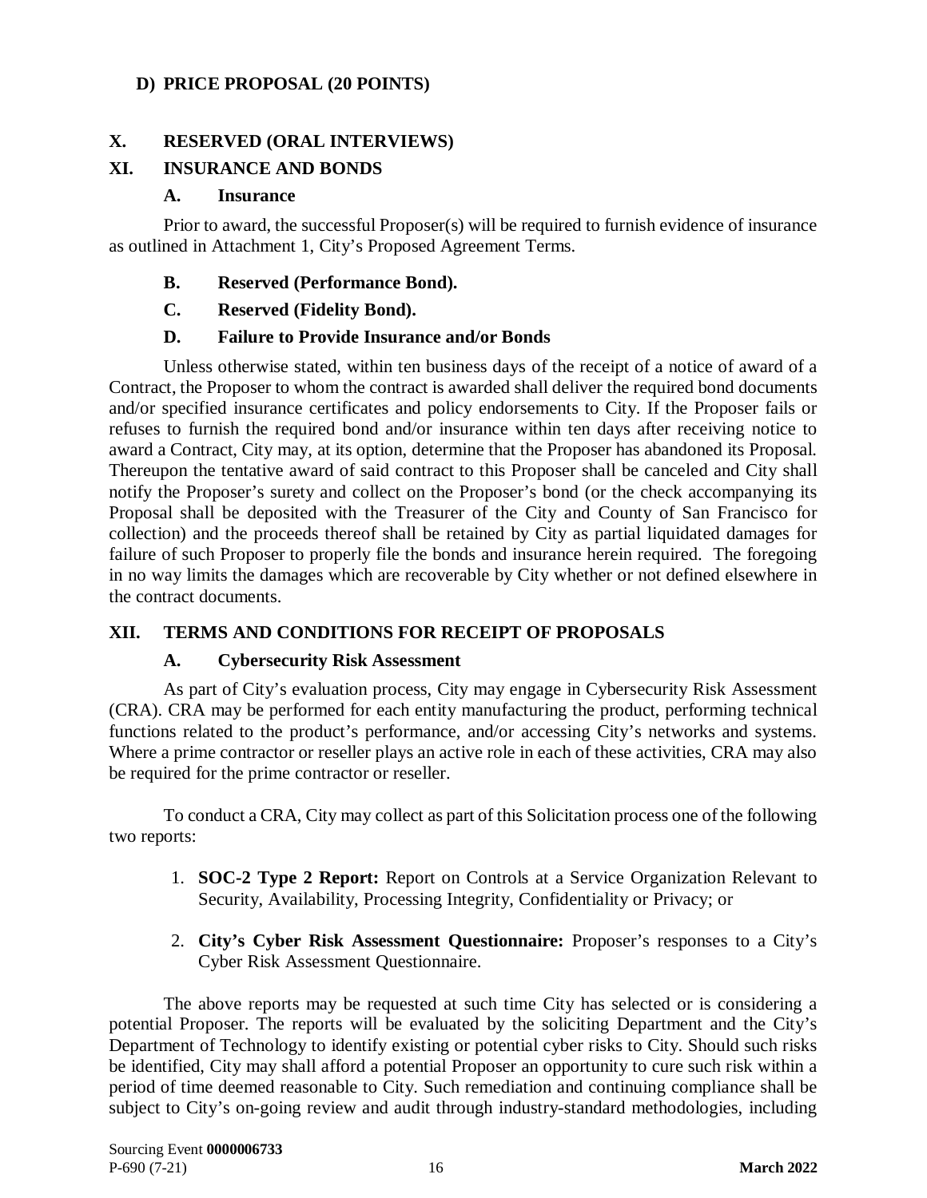### D) PRICE PROPOSAL (20 POINTS)

## X. RESERVED (ORAL INTERVIEWS)

## XI. INSURANCE AND BONDS

### A. Insurance

Prior to award, the successful Proposer(s) will be required to furnish evidence of insurance as outlined in Attachment 1, City's Proposed Agreement Terms.

### B. Reserved (Performance Bond).

### C. Reserved (Fidelity Bond).

### D. Failure to Provide Insurance and/or Bonds

Unless otherwise stated, within ten business days of the receipt of a notice of award of a Contract, the Proposer to whom the contract is awarded shall deliver the required bond documents and/or specified insurance certificates and policy endorsements to City. If the Proposer fails or refuses to furnish the required bond and/or insurance within ten days after receiving notice to award a Contract, City may, at its option, determine that the Proposer has abandoned its Proposal. Thereupon the tentative award of said contract to this Proposer shall be canceled and City shall notify the Proposer's surety and collect on the Proposer's bond (or the check accompanying its Proposal shall be deposited with the Treasurer of the City and County of San Francisco for collection) and the proceeds thereof shall be retained by City as partial liquidated damages for failure of such Proposer to properly file the bonds and insurance herein required. The foregoing in no way limits the damages which are recoverable by City whether or not defined elsewhere in the contract documents.

## XII. TERMS AND CONDITIONS FOR RECEIPT OF PROPOSALS

### A. Cybersecurity Risk Assessment

As part of City's evaluation process, City may engage in Cybersecurity Risk Assessment (CRA). CRA may be performed for each entity manufacturing the product, performing technical functions related to the product's performance, and/or accessing City's networks and systems. Where a prime contractor or reseller plays an active role in each of these activities, CRA may also be required for the prime contractor or reseller.

To conduct a CRA, City may collect as part of this Solicitation process one of the following two reports:

1. **SOC-2 Type 2 Report:** Report on Controls at a Service Organization Relevant to Security, Availability, Processing Integrity, Confidentiality or Privacy; or

2. **City's Cyber Risk Assessment Questionnaire:** Proposer's responses to a City's Cyber Risk Assessment Questionnaire.

The above reports may be requested at such time City has selected or is considering a potential Proposer. The reports will be evaluated by the soliciting Department and the City's Department of Technology to identify existing or potential cyber risks to City. Should such risks be identified, City may shall afford a potential Proposer an opportunity to cure such risk within a period of time deemed reasonable to City. Such remediation and continuing compliance shall be subject to City's on-going review and audit through industry-standard methodologies, including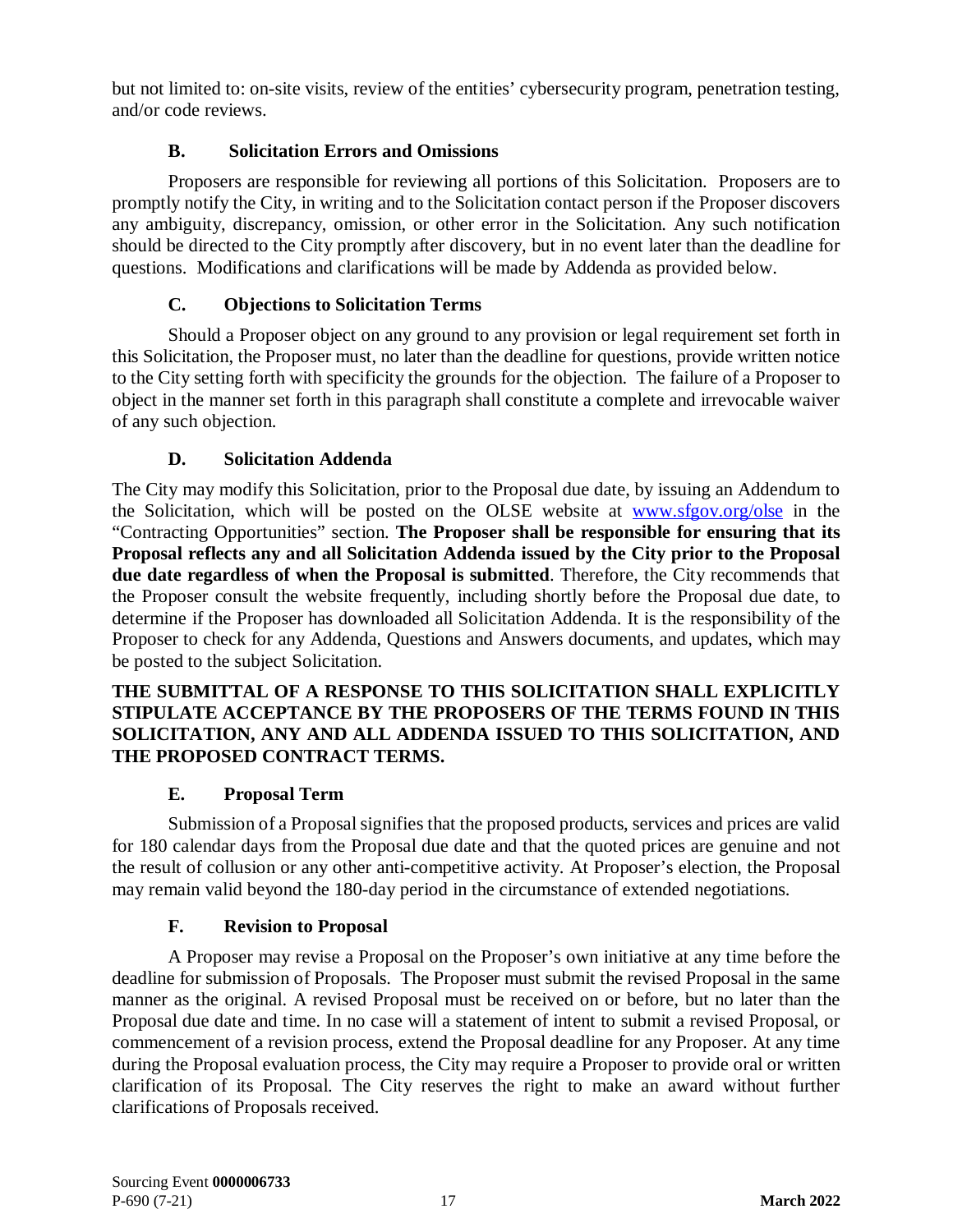but not limited to: on-site visits, review of the entities' cybersecurity program, penetration testing, and/or code reviews.

### B. Solicitation Errors and Omissions

Proposers are responsible for reviewing all portions of this Solicitation. Proposers are to promptly notify the City, in writing and to the Solicitation contact person if the Proposer discovers any ambiguity, discrepancy, omission, or other error in the Solicitation. Any such notification should be directed to the City promptly after discovery, but in no event later than the deadline for questions. Modifications and clarifications will be made by Addenda as provided below.

### C. Objections to Solicitation Terms

Should a Proposer object on any ground to any provision or legal requirement set forth in this Solicitation, the Proposer must, no later than the deadline for questions, provide written notice to the City setting forth with specificity the grounds for the objection. The failure of a Proposer to object in the manner set forth in this paragraph shall constitute a complete and irrevocable waiver of any such objection.

### D. Solicitation Addenda

The City may modify this Solicitation, prior to the Proposal due date, by issuing an Addendum to the Solicitation, which will be posted on the OLSE website at [www.sfgov.org/olse](www.sfgov.org/olse) in the "Contracting Opportunities" section. **The Proposer shall be responsible for ensuring that its Proposal reflects any and all Solicitation Addenda issued by the City prior to the Proposal due date regardless of when the Proposal is submitted**. Therefore, the City recommends that the Proposer consult the website frequently, including shortly before the Proposal due date, to determine if the Proposer has downloaded all Solicitation Addenda. It is the responsibility of the Proposer to check for any Addenda, Questions and Answers documents, and updates, which may be posted to the subject Solicitation.

**THE SUBMITTAL OF A RESPONSE TO THIS SOLICITATION SHALL EXPLICITLY STIPULATE ACCEPTANCE BY THE PROPOSERS OF THE TERMS FOUND IN THIS SOLICITATION, ANY AND ALL ADDENDA ISSUED TO THIS SOLICITATION, AND THE PROPOSED CONTRACT TERMS.**

### E. Proposal Term

Submission of a Proposal signifies that the proposed products, services and prices are valid for 180 calendar days from the Proposal due date and that the quoted prices are genuine and not the result of collusion or any other anti-competitive activity. At Proposer's election, the Proposal may remain valid beyond the 180-day period in the circumstance of extended negotiations.

### F. Revision to Proposal

A Proposer may revise a Proposal on the Proposer's own initiative at any time before the deadline for submission of Proposals. The Proposer must submit the revised Proposal in the same manner as the original. A revised Proposal must be received on or before, but no later than the Proposal due date and time. In no case will a statement of intent to submit a revised Proposal, or commencement of a revision process, extend the Proposal deadline for any Proposer. At any time during the Proposal evaluation process, the City may require a Proposer to provide oral or written clarification of its Proposal. The City reserves the right to make an award without further clarifications of Proposals received.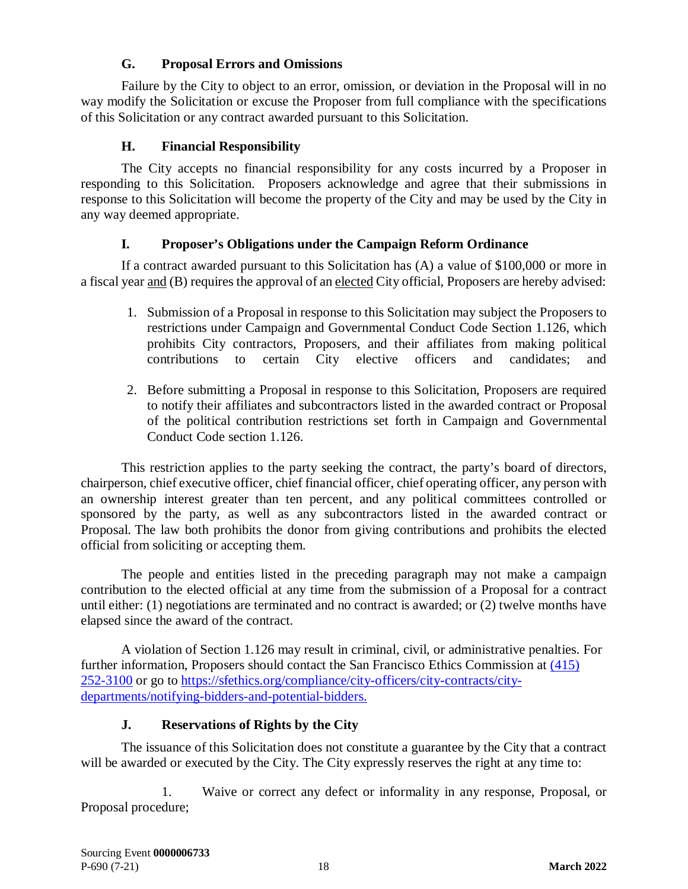### G. Proposal Errors and Omissions

Failure by the City to object to an error, omission, or deviation in the Proposal will in no way modify the Solicitation or excuse the Proposer from full compliance with the specifications of this Solicitation or any contract awarded pursuant to this Solicitation.

### H. Financial Responsibility

The City accepts no financial responsibility for any costs incurred by a Proposer in responding to this Solicitation. Proposers acknowledge and agree that their submissions in response to this Solicitation will become the property of the City and may be used by the City in any way deemed appropriate.

### I. Proposer's Obligations under the Campaign Reform Ordinance

If a contract awarded pursuant to this Solicitation has (A) a value of $100,000 or more in a fiscal year and (B) requires the approval of an elected City official, Proposers are hereby advised:

1. Submission of a Proposal in response to this Solicitation may subject the Proposers to restrictions under Campaign and Governmental Conduct Code Section 1.126, which prohibits City contractors, Proposers, and their affiliates from making political contributions to certain City elective officers and candidates; and

2. Before submitting a Proposal in response to this Solicitation, Proposers are required to notify their affiliates and subcontractors listed in the awarded contract or Proposal of the political contribution restrictions set forth in Campaign and Governmental Conduct Code section 1.126.

This restriction applies to the party seeking the contract, the party's board of directors, chairperson, chief executive officer, chief financial officer, chief operating officer, any person with an ownership interest greater than ten percent, and any political committees controlled or sponsored by the party, as well as any subcontractors listed in the awarded contract or Proposal. The law both prohibits the donor from giving contributions and prohibits the elected official from soliciting or accepting them.

The people and entities listed in the preceding paragraph may not make a campaign contribution to the elected official at any time from the submission of a Proposal for a contract until either: (1) negotiations are terminated and no contract is awarded; or (2) twelve months have elapsed since the award of the contract.

A violation of Section 1.126 may result in criminal, civil, or administrative penalties. For further information, Proposers should contact the San Francisco Ethics Commission at (415) 252-3100 or go to https://sfethics.org/compliance/city-officers/city-contracts/city-departments/notifying-bidders-and-potential-bidders.

### J. Reservations of Rights by the City

The issuance of this Solicitation does not constitute a guarantee by the City that a contract will be awarded or executed by the City. The City expressly reserves the right at any time to:

1. Waive or correct any defect or informality in any response, Proposal, or Proposal procedure;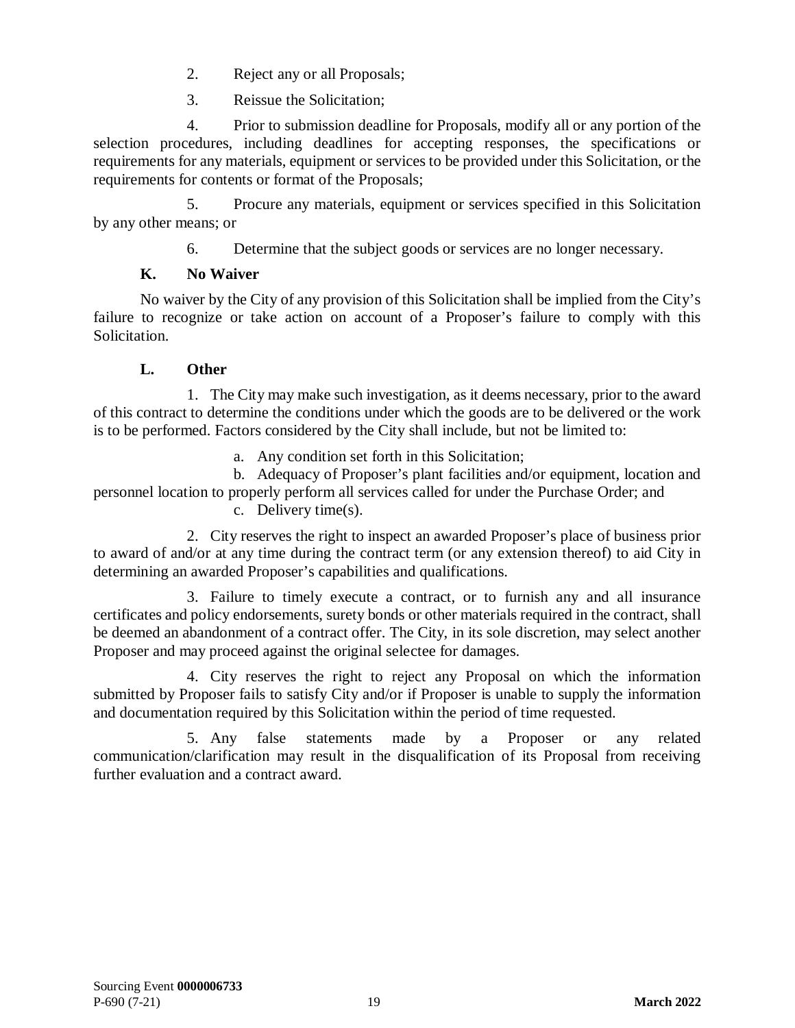2. Reject any or all Proposals;

3. Reissue the Solicitation;

4. Prior to submission deadline for Proposals, modify all or any portion of the selection procedures, including deadlines for accepting responses, the specifications or requirements for any materials, equipment or services to be provided under this Solicitation, or the requirements for contents or format of the Proposals;

5. Procure any materials, equipment or services specified in this Solicitation by any other means; or

6. Determine that the subject goods or services are no longer necessary.

**K. No Waiver**

No waiver by the City of any provision of this Solicitation shall be implied from the City's failure to recognize or take action on account of a Proposer's failure to comply with this Solicitation.

**L. Other**

1. The City may make such investigation, as it deems necessary, prior to the award of this contract to determine the conditions under which the goods are to be delivered or the work is to be performed. Factors considered by the City shall include, but not be limited to:

a. Any condition set forth in this Solicitation;

b. Adequacy of Proposer's plant facilities and/or equipment, location and personnel location to properly perform all services called for under the Purchase Order; and

c. Delivery time(s).

2. City reserves the right to inspect an awarded Proposer's place of business prior to award of and/or at any time during the contract term (or any extension thereof) to aid City in determining an awarded Proposer's capabilities and qualifications.

3. Failure to timely execute a contract, or to furnish any and all insurance certificates and policy endorsements, surety bonds or other materials required in the contract, shall be deemed an abandonment of a contract offer. The City, in its sole discretion, may select another Proposer and may proceed against the original selectee for damages.

4. City reserves the right to reject any Proposal on which the information submitted by Proposer fails to satisfy City and/or if Proposer is unable to supply the information and documentation required by this Solicitation within the period of time requested.

5. Any false statements made by a Proposer or any related communication/clarification may result in the disqualification of its Proposal from receiving further evaluation and a contract award.